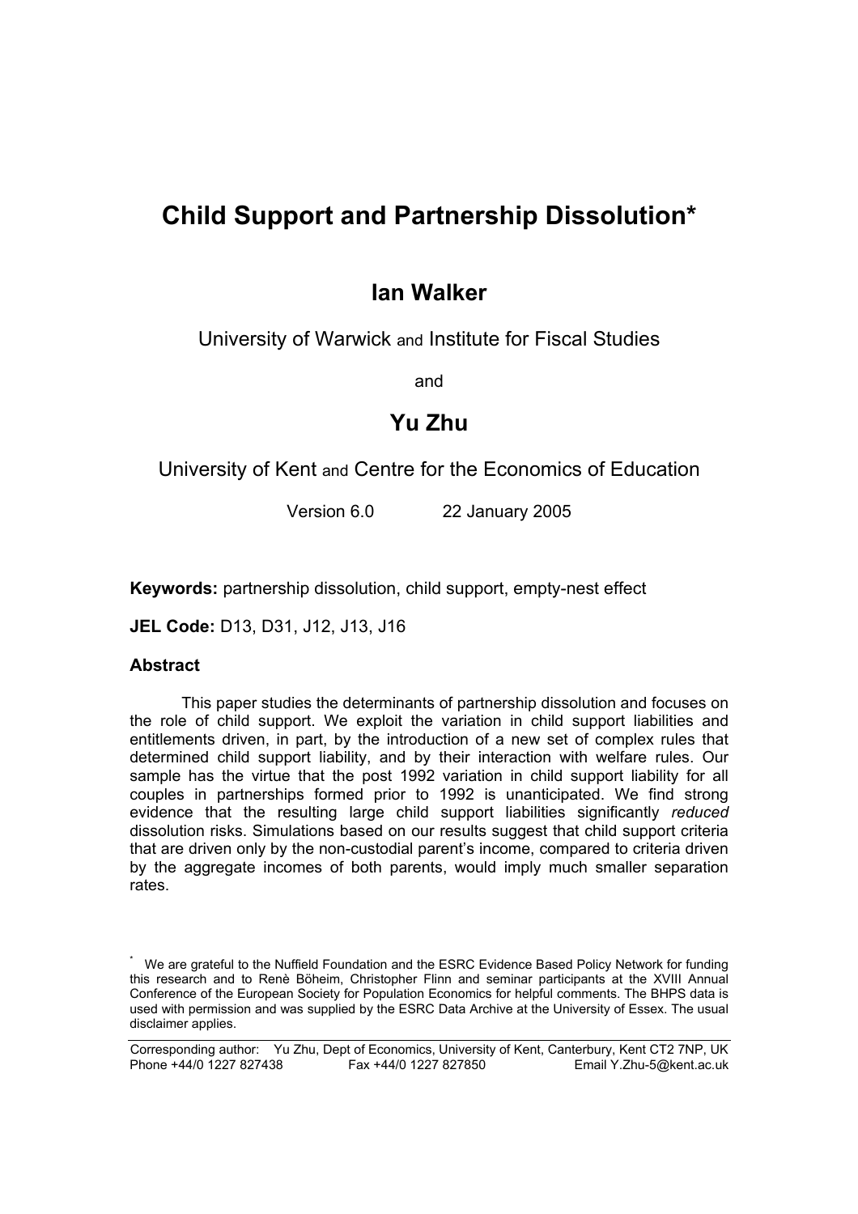# Child Support and Partnership Dissolution*

## Ian Walker

University of Warwick and Institute for Fiscal Studies

and

## Yu Zhu

University of Kent and Centre for the Economics of Education

Version 6.0 22 January 2005

**Keywords:** partnership dissolution, child support, empty-nest effect

**JEL Code:** D13, D31, J12, J13, J16

### Abstract

This paper studies the determinants of partnership dissolution and focuses on the role of child support. We exploit the variation in child support liabilities and entitlements driven, in part, by the introduction of a new set of complex rules that determined child support liability, and by their interaction with welfare rules. Our sample has the virtue that the post 1992 variation in child support liability for all couples in partnerships formed prior to 1992 is unanticipated. We find strong evidence that the resulting large child support liabilities significantly *reduced* dissolution risks. Simulations based on our results suggest that child support criteria that are driven only by the non-custodial parent's income, compared to criteria driven by the aggregate incomes of both parents, would imply much smaller separation rates.

---

* We are grateful to the Nuffield Foundation and the ESRC Evidence Based Policy Network for funding this research and to Renè Böheim, Christopher Flinn and seminar participants at the XVIII Annual Conference of the European Society for Population Economics for helpful comments. The BHPS data is used with permission and was supplied by the ESRC Data Archive at the University of Essex. The usual disclaimer applies.

Corresponding author: Yu Zhu, Dept of Economics, University of Kent, Canterbury, Kent CT2 7NP, UK
Phone +44/0 1227 827438 Fax +44/0 1227 827850 Email Y.Zhu-5@kent.ac.uk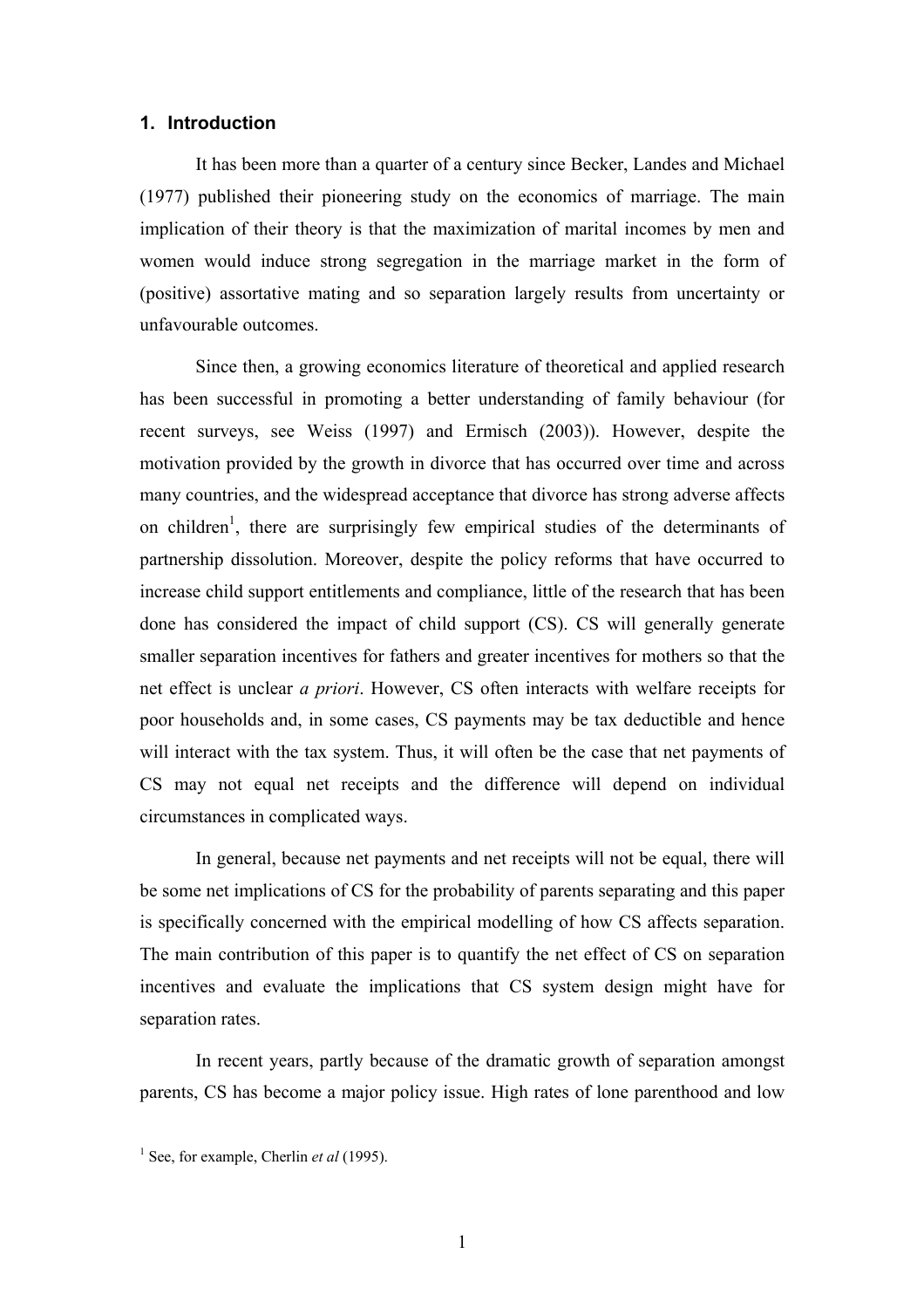## 1. Introduction

It has been more than a quarter of a century since Becker, Landes and Michael (1977) published their pioneering study on the economics of marriage. The main implication of their theory is that the maximization of marital incomes by men and women would induce strong segregation in the marriage market in the form of (positive) assortative mating and so separation largely results from uncertainty or unfavourable outcomes.

Since then, a growing economics literature of theoretical and applied research has been successful in promoting a better understanding of family behaviour (for recent surveys, see Weiss (1997) and Ermisch (2003)). However, despite the motivation provided by the growth in divorce that has occurred over time and across many countries, and the widespread acceptance that divorce has strong adverse affects on children[1], there are surprisingly few empirical studies of the determinants of partnership dissolution. Moreover, despite the policy reforms that have occurred to increase child support entitlements and compliance, little of the research that has been done has considered the impact of child support (CS). CS will generally generate smaller separation incentives for fathers and greater incentives for mothers so that the net effect is unclear *a priori*. However, CS often interacts with welfare receipts for poor households and, in some cases, CS payments may be tax deductible and hence will interact with the tax system. Thus, it will often be the case that net payments of CS may not equal net receipts and the difference will depend on individual circumstances in complicated ways.

In general, because net payments and net receipts will not be equal, there will be some net implications of CS for the probability of parents separating and this paper is specifically concerned with the empirical modelling of how CS affects separation. The main contribution of this paper is to quantify the net effect of CS on separation incentives and evaluate the implications that CS system design might have for separation rates.

In recent years, partly because of the dramatic growth of separation amongst parents, CS has become a major policy issue. High rates of lone parenthood and low

[1] See, for example, Cherlin *et al* (1995).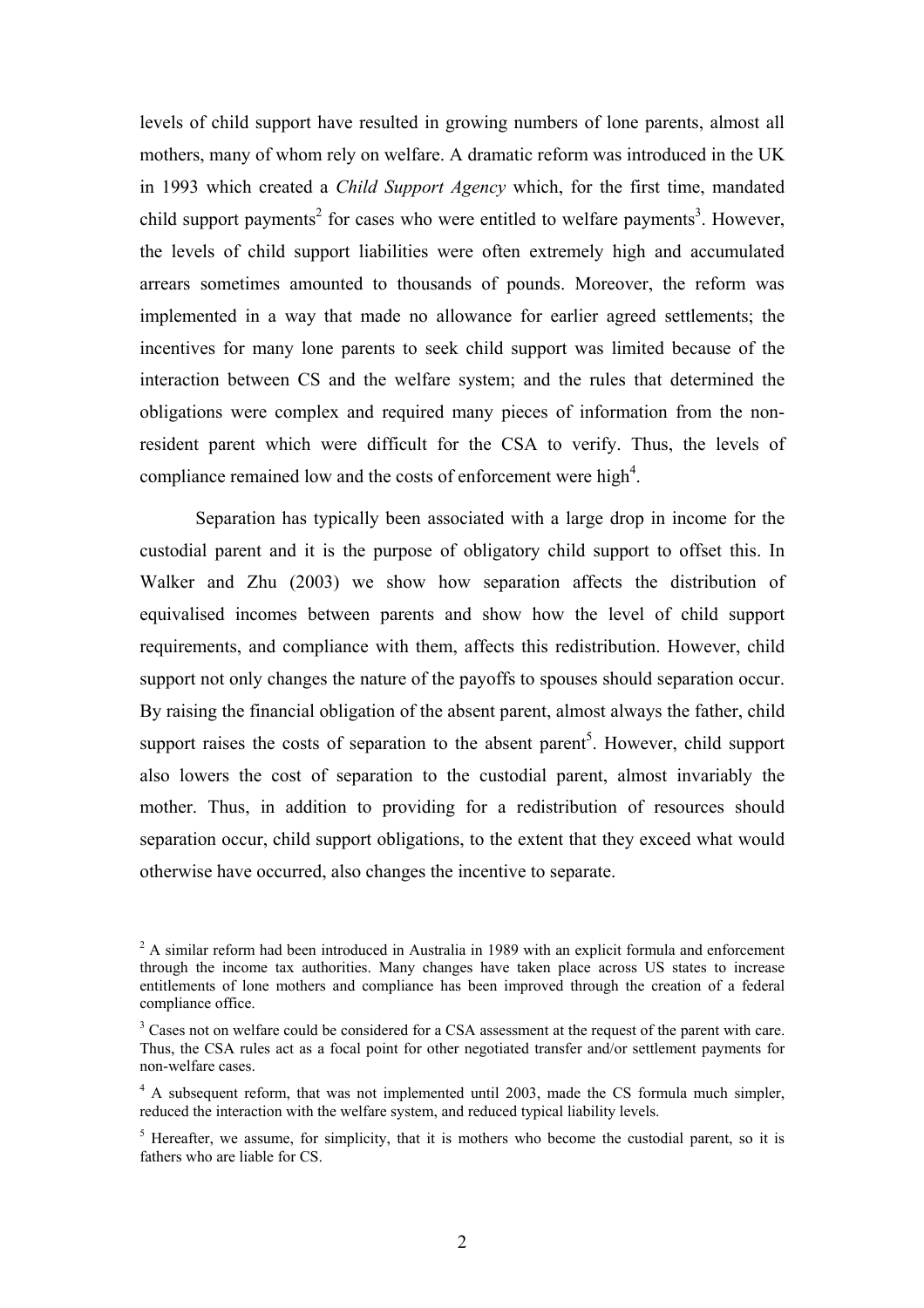levels of child support have resulted in growing numbers of lone parents, almost all mothers, many of whom rely on welfare. A dramatic reform was introduced in the UK in 1993 which created a *Child Support Agency* which, for the first time, mandated child support payments[2] for cases who were entitled to welfare payments[3]. However, the levels of child support liabilities were often extremely high and accumulated arrears sometimes amounted to thousands of pounds. Moreover, the reform was implemented in a way that made no allowance for earlier agreed settlements; the incentives for many lone parents to seek child support was limited because of the interaction between CS and the welfare system; and the rules that determined the obligations were complex and required many pieces of information from the non-resident parent which were difficult for the CSA to verify. Thus, the levels of compliance remained low and the costs of enforcement were high[4].

Separation has typically been associated with a large drop in income for the custodial parent and it is the purpose of obligatory child support to offset this. In Walker and Zhu (2003) we show how separation affects the distribution of equivalised incomes between parents and show how the level of child support requirements, and compliance with them, affects this redistribution. However, child support not only changes the nature of the payoffs to spouses should separation occur. By raising the financial obligation of the absent parent, almost always the father, child support raises the costs of separation to the absent parent[5]. However, child support also lowers the cost of separation to the custodial parent, almost invariably the mother. Thus, in addition to providing for a redistribution of resources should separation occur, child support obligations, to the extent that they exceed what would otherwise have occurred, also changes the incentive to separate.

[2] A similar reform had been introduced in Australia in 1989 with an explicit formula and enforcement through the income tax authorities. Many changes have taken place across US states to increase entitlements of lone mothers and compliance has been improved through the creation of a federal compliance office.

[3] Cases not on welfare could be considered for a CSA assessment at the request of the parent with care. Thus, the CSA rules act as a focal point for other negotiated transfer and/or settlement payments for non-welfare cases.

[4] A subsequent reform, that was not implemented until 2003, made the CS formula much simpler, reduced the interaction with the welfare system, and reduced typical liability levels.

[5] Hereafter, we assume, for simplicity, that it is mothers who become the custodial parent, so it is fathers who are liable for CS.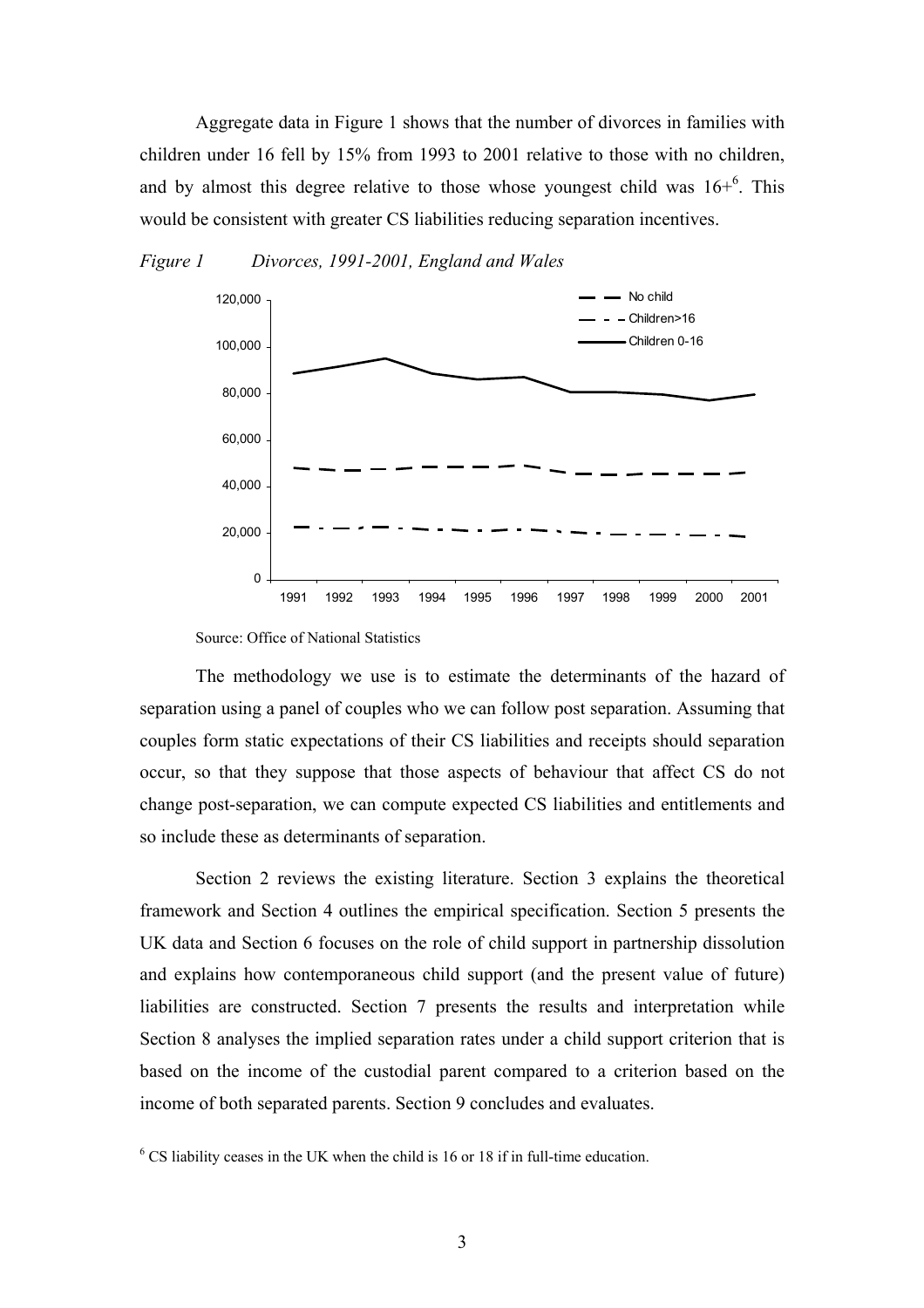Aggregate data in Figure 1 shows that the number of divorces in families with children under 16 fell by 15% from 1993 to 2001 relative to those with no children, and by almost this degree relative to those whose youngest child was 16+[6]. This would be consistent with greater CS liabilities reducing separation incentives.

*Figure 1 Divorces, 1991-2001, England and Wales*

120,000
100,000
80,000
60,000
40,000
20,000
0

1991 1992 1993 1994 1995 1996 1997 1998 1999 2000 2001

No child
Children>16
Children 0-16

Source: Office of National Statistics

The methodology we use is to estimate the determinants of the hazard of separation using a panel of couples who we can follow post separation. Assuming that couples form static expectations of their CS liabilities and receipts should separation occur, so that they suppose that those aspects of behaviour that affect CS do not change post-separation, we can compute expected CS liabilities and entitlements and so include these as determinants of separation.

Section 2 reviews the existing literature. Section 3 explains the theoretical framework and Section 4 outlines the empirical specification. Section 5 presents the UK data and Section 6 focuses on the role of child support in partnership dissolution and explains how contemporaneous child support (and the present value of future) liabilities are constructed. Section 7 presents the results and interpretation while Section 8 analyses the implied separation rates under a child support criterion that is based on the income of the custodial parent compared to a criterion based on the income of both separated parents. Section 9 concludes and evaluates.

[6] CS liability ceases in the UK when the child is 16 or 18 if in full-time education.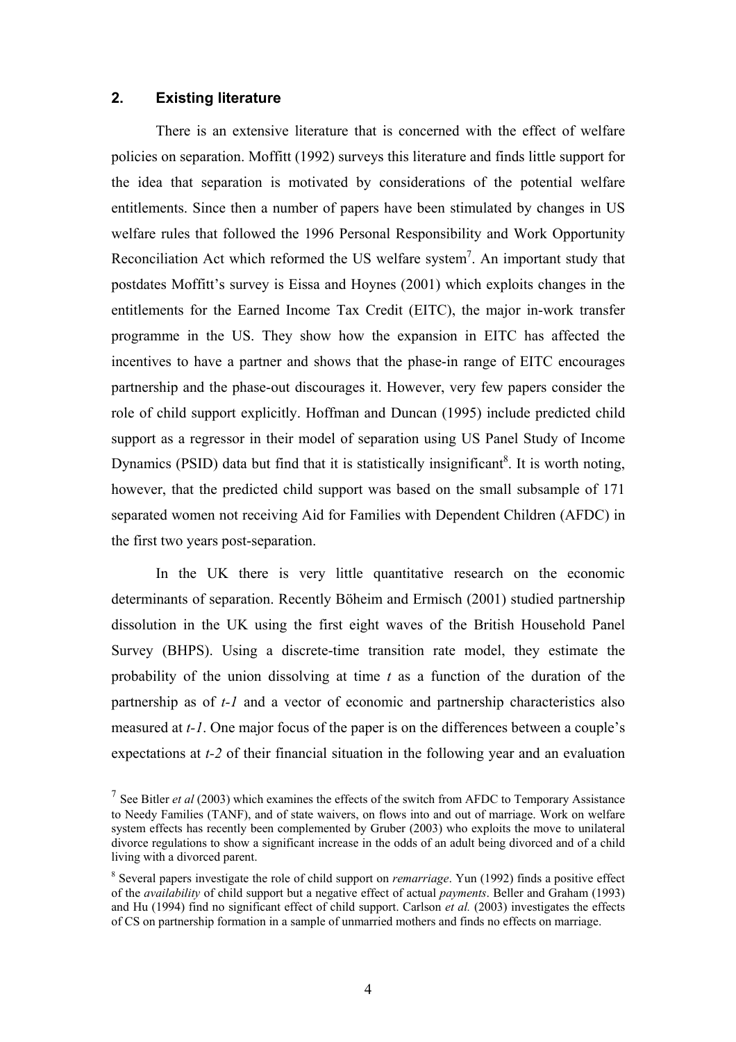## 2. Existing literature

There is an extensive literature that is concerned with the effect of welfare policies on separation. Moffitt (1992) surveys this literature and finds little support for the idea that separation is motivated by considerations of the potential welfare entitlements. Since then a number of papers have been stimulated by changes in US welfare rules that followed the 1996 Personal Responsibility and Work Opportunity Reconciliation Act which reformed the US welfare system[7]. An important study that postdates Moffitt's survey is Eissa and Hoynes (2001) which exploits changes in the entitlements for the Earned Income Tax Credit (EITC), the major in-work transfer programme in the US. They show how the expansion in EITC has affected the incentives to have a partner and shows that the phase-in range of EITC encourages partnership and the phase-out discourages it. However, very few papers consider the role of child support explicitly. Hoffman and Duncan (1995) include predicted child support as a regressor in their model of separation using US Panel Study of Income Dynamics (PSID) data but find that it is statistically insignificant[8]. It is worth noting, however, that the predicted child support was based on the small subsample of 171 separated women not receiving Aid for Families with Dependent Children (AFDC) in the first two years post-separation.

In the UK there is very little quantitative research on the economic determinants of separation. Recently Böheim and Ermisch (2001) studied partnership dissolution in the UK using the first eight waves of the British Household Panel Survey (BHPS). Using a discrete-time transition rate model, they estimate the probability of the union dissolving at time $t$ as a function of the duration of the partnership as of $t-1$ and a vector of economic and partnership characteristics also measured at $t-1$. One major focus of the paper is on the differences between a couple's expectations at $t-2$ of their financial situation in the following year and an evaluation

[7] See Bitler *et al* (2003) which examines the effects of the switch from AFDC to Temporary Assistance to Needy Families (TANF), and of state waivers, on flows into and out of marriage. Work on welfare system effects has recently been complemented by Gruber (2003) who exploits the move to unilateral divorce regulations to show a significant increase in the odds of an adult being divorced and of a child living with a divorced parent.

[8] Several papers investigate the role of child support on *remarriage*. Yun (1992) finds a positive effect of the *availability* of child support but a negative effect of actual *payments*. Beller and Graham (1993) and Hu (1994) find no significant effect of child support. Carlson *et al.* (2003) investigates the effects of CS on partnership formation in a sample of unmarried mothers and finds no effects on marriage.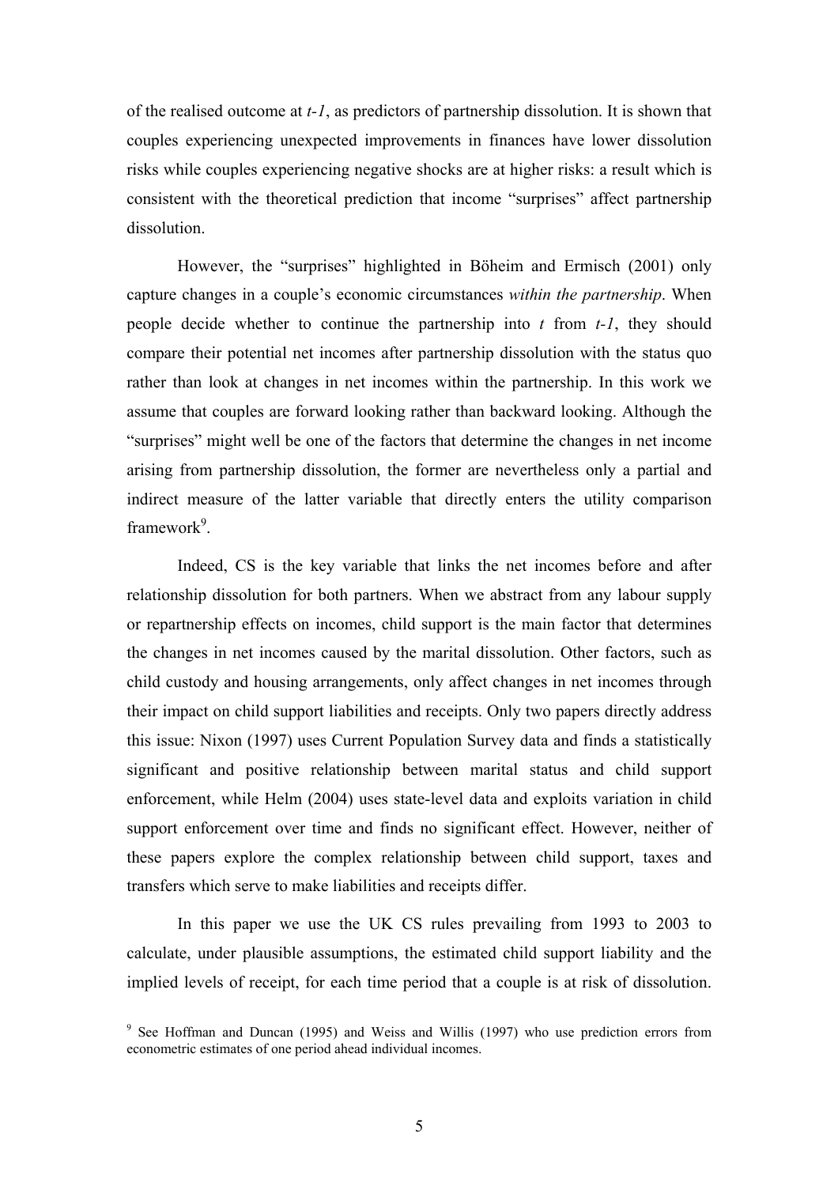of the realised outcome at *t-1*, as predictors of partnership dissolution. It is shown that couples experiencing unexpected improvements in finances have lower dissolution risks while couples experiencing negative shocks are at higher risks: a result which is consistent with the theoretical prediction that income "surprises" affect partnership dissolution.

However, the "surprises" highlighted in Böheim and Ermisch (2001) only capture changes in a couple's economic circumstances *within the partnership*. When people decide whether to continue the partnership into *t* from *t-1*, they should compare their potential net incomes after partnership dissolution with the status quo rather than look at changes in net incomes within the partnership. In this work we assume that couples are forward looking rather than backward looking. Although the "surprises" might well be one of the factors that determine the changes in net income arising from partnership dissolution, the former are nevertheless only a partial and indirect measure of the latter variable that directly enters the utility comparison framework[9].

Indeed, CS is the key variable that links the net incomes before and after relationship dissolution for both partners. When we abstract from any labour supply or repartnership effects on incomes, child support is the main factor that determines the changes in net incomes caused by the marital dissolution. Other factors, such as child custody and housing arrangements, only affect changes in net incomes through their impact on child support liabilities and receipts. Only two papers directly address this issue: Nixon (1997) uses Current Population Survey data and finds a statistically significant and positive relationship between marital status and child support enforcement, while Helm (2004) uses state-level data and exploits variation in child support enforcement over time and finds no significant effect. However, neither of these papers explore the complex relationship between child support, taxes and transfers which serve to make liabilities and receipts differ.

In this paper we use the UK CS rules prevailing from 1993 to 2003 to calculate, under plausible assumptions, the estimated child support liability and the implied levels of receipt, for each time period that a couple is at risk of dissolution.

[9] See Hoffman and Duncan (1995) and Weiss and Willis (1997) who use prediction errors from econometric estimates of one period ahead individual incomes.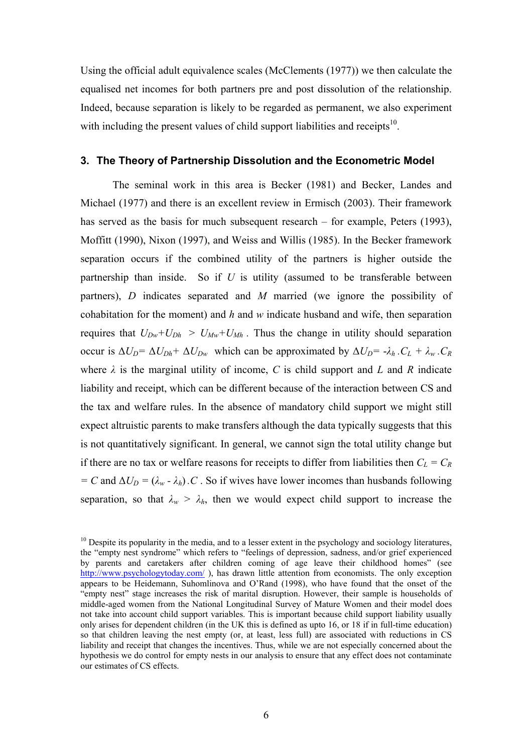Using the official adult equivalence scales (McClements (1977)) we then calculate the equalised net incomes for both partners pre and post dissolution of the relationship. Indeed, because separation is likely to be regarded as permanent, we also experiment with including the present values of child support liabilities and receipts[10].

## 3. The Theory of Partnership Dissolution and the Econometric Model

The seminal work in this area is Becker (1981) and Becker, Landes and Michael (1977) and there is an excellent review in Ermisch (2003). Their framework has served as the basis for much subsequent research – for example, Peters (1993), Moffitt (1990), Nixon (1997), and Weiss and Willis (1985). In the Becker framework separation occurs if the combined utility of the partners is higher outside the partnership than inside. So if $U$ is utility (assumed to be transferable between partners), $D$ indicates separated and $M$ married (we ignore the possibility of cohabitation for the moment) and $h$ and $w$ indicate husband and wife, then separation requires that $U_{Dw}+U_{Dh} > U_{Mw}+U_{Mh}$ . Thus the change in utility should separation occur is $\Delta U_D = \Delta U_{Dh} + \Delta U_{Dw}$ which can be approximated by $\Delta U_D = -\lambda_h . C_L + \lambda_w . C_R$ where $\lambda$ is the marginal utility of income, $C$ is child support and $L$ and $R$ indicate liability and receipt, which can be different because of the interaction between CS and the tax and welfare rules. In the absence of mandatory child support we might still expect altruistic parents to make transfers although the data typically suggests that this is not quantitatively significant. In general, we cannot sign the total utility change but if there are no tax or welfare reasons for receipts to differ from liabilities then $C_L = C_R = C$ and $\Delta U_D = (\lambda_w - \lambda_h) . C$ . So if wives have lower incomes than husbands following separation, so that $\lambda_w > \lambda_h$, then we would expect child support to increase the

[10] Despite its popularity in the media, and to a lesser extent in the psychology and sociology literatures, the "empty nest syndrome" which refers to "feelings of depression, sadness, and/or grief experienced by parents and caretakers after children coming of age leave their childhood homes" (see http://www.psychologytoday.com/ ), has drawn little attention from economists. The only exception appears to be Heidemann, Suhomlinova and O'Rand (1998), who have found that the onset of the "empty nest" stage increases the risk of marital disruption. However, their sample is households of middle-aged women from the National Longitudinal Survey of Mature Women and their model does not take into account child support variables. This is important because child support liability usually only arises for dependent children (in the UK this is defined as upto 16, or 18 if in full-time education) so that children leaving the nest empty (or, at least, less full) are associated with reductions in CS liability and receipt that changes the incentives. Thus, while we are not especially concerned about the hypothesis we do control for empty nests in our analysis to ensure that any effect does not contaminate our estimates of CS effects.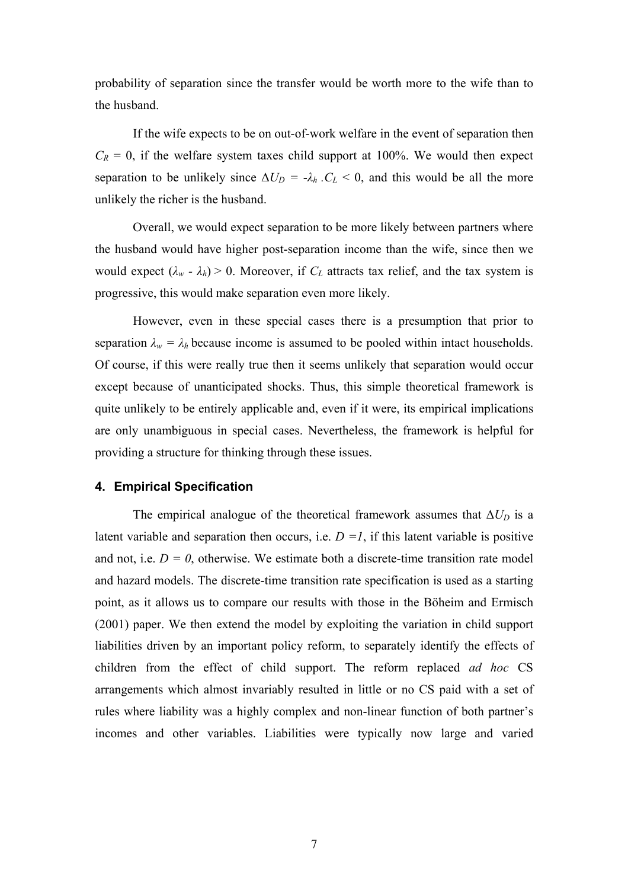probability of separation since the transfer would be worth more to the wife than to the husband.

If the wife expects to be on out-of-work welfare in the event of separation then $C_R = 0$, if the welfare system taxes child support at 100%. We would then expect separation to be unlikely since $\Delta U_D = -\lambda_h . C_L < 0$, and this would be all the more unlikely the richer is the husband.

Overall, we would expect separation to be more likely between partners where the husband would have higher post-separation income than the wife, since then we would expect $(\lambda_w - \lambda_h) > 0$. Moreover, if $C_L$ attracts tax relief, and the tax system is progressive, this would make separation even more likely.

However, even in these special cases there is a presumption that prior to separation $\lambda_w = \lambda_h$ because income is assumed to be pooled within intact households. Of course, if this were really true then it seems unlikely that separation would occur except because of unanticipated shocks. Thus, this simple theoretical framework is quite unlikely to be entirely applicable and, even if it were, its empirical implications are only unambiguous in special cases. Nevertheless, the framework is helpful for providing a structure for thinking through these issues.

## 4. Empirical Specification

The empirical analogue of the theoretical framework assumes that $\Delta U_D$ is a latent variable and separation then occurs, i.e. $D = 1$, if this latent variable is positive and not, i.e. $D = 0$, otherwise. We estimate both a discrete-time transition rate model and hazard models. The discrete-time transition rate specification is used as a starting point, as it allows us to compare our results with those in the Böheim and Ermisch (2001) paper. We then extend the model by exploiting the variation in child support liabilities driven by an important policy reform, to separately identify the effects of children from the effect of child support. The reform replaced *ad hoc* CS arrangements which almost invariably resulted in little or no CS paid with a set of rules where liability was a highly complex and non-linear function of both partner's incomes and other variables. Liabilities were typically now large and varied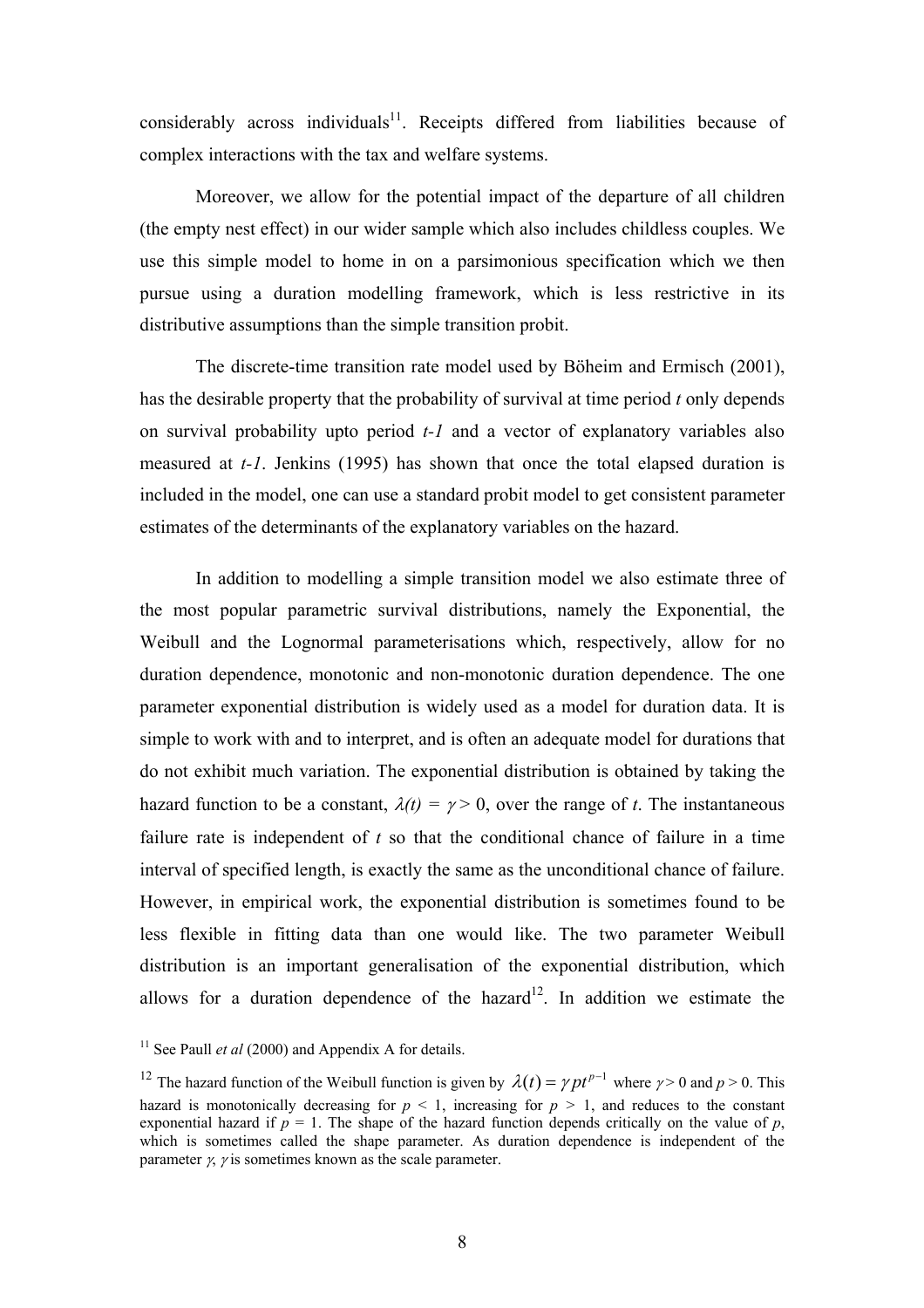considerably across individuals[11]. Receipts differed from liabilities because of complex interactions with the tax and welfare systems.

Moreover, we allow for the potential impact of the departure of all children (the empty nest effect) in our wider sample which also includes childless couples. We use this simple model to home in on a parsimonious specification which we then pursue using a duration modelling framework, which is less restrictive in its distributive assumptions than the simple transition probit.

The discrete-time transition rate model used by Böheim and Ermisch (2001), has the desirable property that the probability of survival at time period *t* only depends on survival probability upto period *t-1* and a vector of explanatory variables also measured at *t-1*. Jenkins (1995) has shown that once the total elapsed duration is included in the model, one can use a standard probit model to get consistent parameter estimates of the determinants of the explanatory variables on the hazard.

In addition to modelling a simple transition model we also estimate three of the most popular parametric survival distributions, namely the Exponential, the Weibull and the Lognormal parameterisations which, respectively, allow for no duration dependence, monotonic and non-monotonic duration dependence. The one parameter exponential distribution is widely used as a model for duration data. It is simple to work with and to interpret, and is often an adequate model for durations that do not exhibit much variation. The exponential distribution is obtained by taking the hazard function to be a constant, $\lambda(t) = \gamma > 0$, over the range of *t*. The instantaneous failure rate is independent of *t* so that the conditional chance of failure in a time interval of specified length, is exactly the same as the unconditional chance of failure. However, in empirical work, the exponential distribution is sometimes found to be less flexible in fitting data than one would like. The two parameter Weibull distribution is an important generalisation of the exponential distribution, which allows for a duration dependence of the hazard[12]. In addition we estimate the

[11] See Paull *et al* (2000) and Appendix A for details.

[12] The hazard function of the Weibull function is given by $\lambda(t) = \gamma p t^{p-1}$ where $\gamma > 0$ and $p > 0$. This hazard is monotonically decreasing for $p < 1$, increasing for $p > 1$, and reduces to the constant exponential hazard if $p = 1$. The shape of the hazard function depends critically on the value of *p*, which is sometimes called the shape parameter. As duration dependence is independent of the parameter $\gamma$, $\gamma$ is sometimes known as the scale parameter.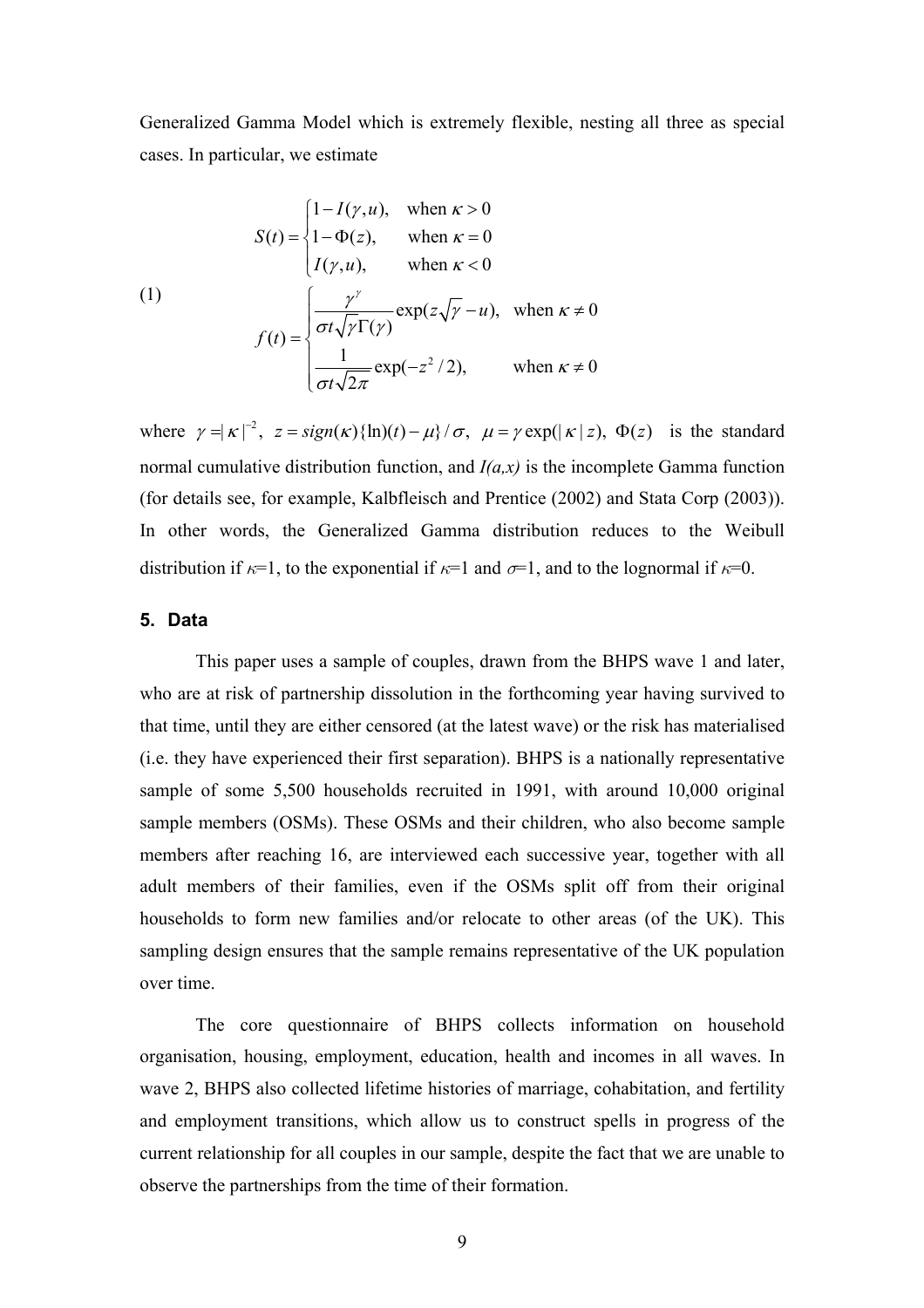Generalized Gamma Model which is extremely flexible, nesting all three as special cases. In particular, we estimate

$$
(1) \qquad S(t) = \begin{cases} 1 - I(\gamma, u), & \text{when } \kappa > 0 \\ 1 - \Phi(z), & \text{when } \kappa = 0 \\ I(\gamma, u), & \text{when } \kappa < 0 \end{cases}
$$

$$
f(t) = \begin{cases} \dfrac{\gamma^{\gamma}}{\sigma t \sqrt{\gamma}\,\Gamma(\gamma)} \exp(z\sqrt{\gamma} - u), & \text{when } \kappa \neq 0 \\[2ex] \dfrac{1}{\sigma t \sqrt{2\pi}} \exp(-z^2/2), & \text{when } \kappa \neq 0 \end{cases}
$$

where $\gamma = |\kappa|^{-2}$, $z = sign(\kappa)\{\ln)(t) - \mu\}/\sigma$, $\mu = \gamma \exp(|\kappa| z)$, $\Phi(z)$ is the standard normal cumulative distribution function, and $I(a,x)$ is the incomplete Gamma function (for details see, for example, Kalbfleisch and Prentice (2002) and Stata Corp (2003)). In other words, the Generalized Gamma distribution reduces to the Weibull distribution if $\kappa$=1, to the exponential if $\kappa$=1 and $\sigma$=1, and to the lognormal if $\kappa$=0.

## 5. Data

This paper uses a sample of couples, drawn from the BHPS wave 1 and later, who are at risk of partnership dissolution in the forthcoming year having survived to that time, until they are either censored (at the latest wave) or the risk has materialised (i.e. they have experienced their first separation). BHPS is a nationally representative sample of some 5,500 households recruited in 1991, with around 10,000 original sample members (OSMs). These OSMs and their children, who also become sample members after reaching 16, are interviewed each successive year, together with all adult members of their families, even if the OSMs split off from their original households to form new families and/or relocate to other areas (of the UK). This sampling design ensures that the sample remains representative of the UK population over time.

The core questionnaire of BHPS collects information on household organisation, housing, employment, education, health and incomes in all waves. In wave 2, BHPS also collected lifetime histories of marriage, cohabitation, and fertility and employment transitions, which allow us to construct spells in progress of the current relationship for all couples in our sample, despite the fact that we are unable to observe the partnerships from the time of their formation.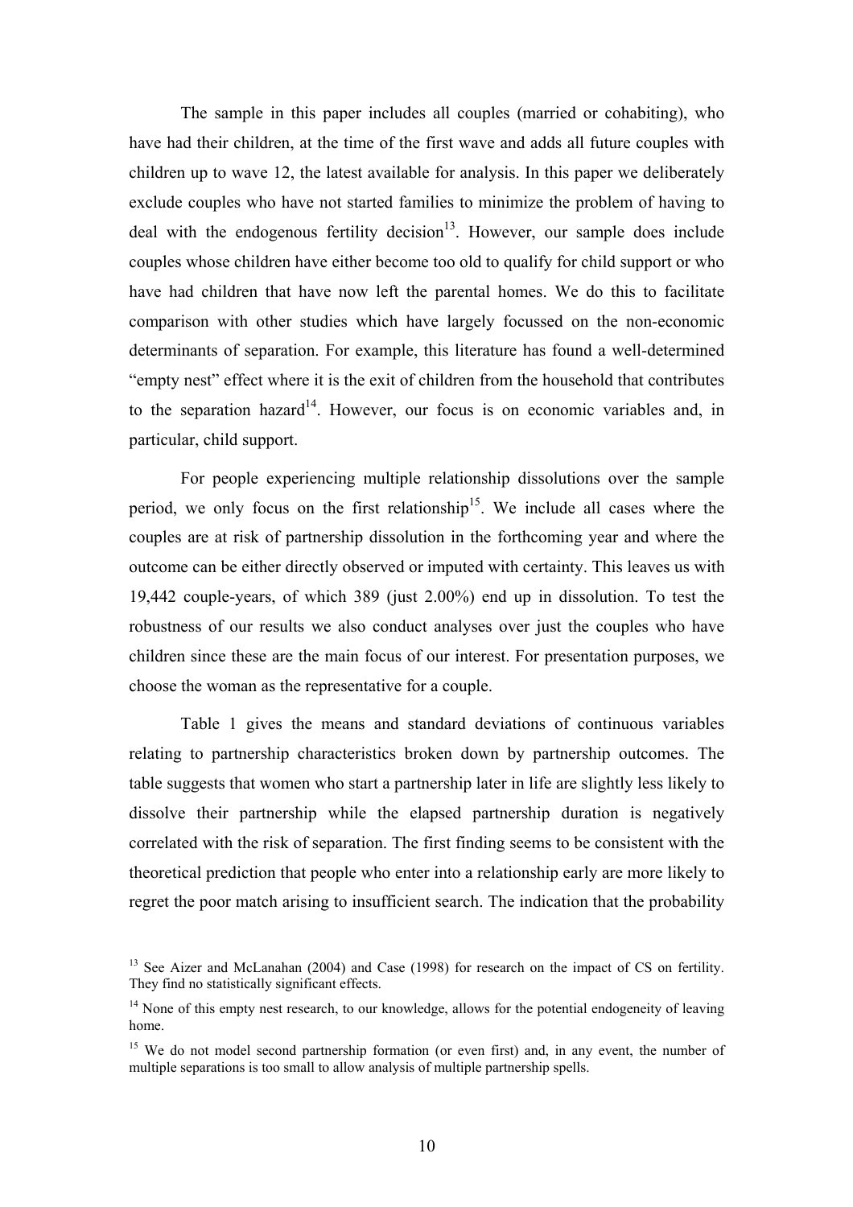The sample in this paper includes all couples (married or cohabiting), who have had their children, at the time of the first wave and adds all future couples with children up to wave 12, the latest available for analysis. In this paper we deliberately exclude couples who have not started families to minimize the problem of having to deal with the endogenous fertility decision[13]. However, our sample does include couples whose children have either become too old to qualify for child support or who have had children that have now left the parental homes. We do this to facilitate comparison with other studies which have largely focussed on the non-economic determinants of separation. For example, this literature has found a well-determined "empty nest" effect where it is the exit of children from the household that contributes to the separation hazard[14]. However, our focus is on economic variables and, in particular, child support.

For people experiencing multiple relationship dissolutions over the sample period, we only focus on the first relationship[15]. We include all cases where the couples are at risk of partnership dissolution in the forthcoming year and where the outcome can be either directly observed or imputed with certainty. This leaves us with 19,442 couple-years, of which 389 (just 2.00%) end up in dissolution. To test the robustness of our results we also conduct analyses over just the couples who have children since these are the main focus of our interest. For presentation purposes, we choose the woman as the representative for a couple.

Table 1 gives the means and standard deviations of continuous variables relating to partnership characteristics broken down by partnership outcomes. The table suggests that women who start a partnership later in life are slightly less likely to dissolve their partnership while the elapsed partnership duration is negatively correlated with the risk of separation. The first finding seems to be consistent with the theoretical prediction that people who enter into a relationship early are more likely to regret the poor match arising to insufficient search. The indication that the probability

[13] See Aizer and McLanahan (2004) and Case (1998) for research on the impact of CS on fertility. They find no statistically significant effects.

[14] None of this empty nest research, to our knowledge, allows for the potential endogeneity of leaving home.

[15] We do not model second partnership formation (or even first) and, in any event, the number of multiple separations is too small to allow analysis of multiple partnership spells.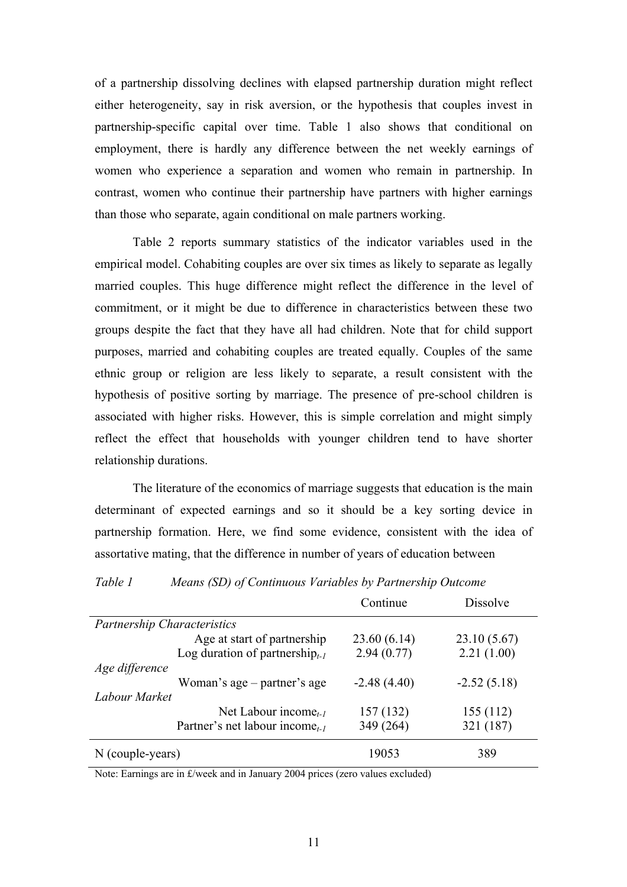of a partnership dissolving declines with elapsed partnership duration might reflect either heterogeneity, say in risk aversion, or the hypothesis that couples invest in partnership-specific capital over time. Table 1 also shows that conditional on employment, there is hardly any difference between the net weekly earnings of women who experience a separation and women who remain in partnership. In contrast, women who continue their partnership have partners with higher earnings than those who separate, again conditional on male partners working.

Table 2 reports summary statistics of the indicator variables used in the empirical model. Cohabiting couples are over six times as likely to separate as legally married couples. This huge difference might reflect the difference in the level of commitment, or it might be due to difference in characteristics between these two groups despite the fact that they have all had children. Note that for child support purposes, married and cohabiting couples are treated equally. Couples of the same ethnic group or religion are less likely to separate, a result consistent with the hypothesis of positive sorting by marriage. The presence of pre-school children is associated with higher risks. However, this is simple correlation and might simply reflect the effect that households with younger children tend to have shorter relationship durations.

The literature of the economics of marriage suggests that education is the main determinant of expected earnings and so it should be a key sorting device in partnership formation. Here, we find some evidence, consistent with the idea of assortative mating, that the difference in number of years of education between

*Table 1 Means (SD) of Continuous Variables by Partnership Outcome*

| | Continue | Dissolve |
|---|---|---|
| *Partnership Characteristics* | | |
| Age at start of partnership | 23.60 (6.14) | 23.10 (5.67) |
| Log duration of partnership$_{t-1}$ | 2.94 (0.77) | 2.21 (1.00) |
| *Age difference* | | |
| Woman's age – partner's age | -2.48 (4.40) | -2.52 (5.18) |
| *Labour Market* | | |
| Net Labour income$_{t-1}$ | 157 (132) | 155 (112) |
| Partner's net labour income$_{t-1}$ | 349 (264) | 321 (187) |
| N (couple-years) | 19053 | 389 |

Note: Earnings are in £/week and in January 2004 prices (zero values excluded)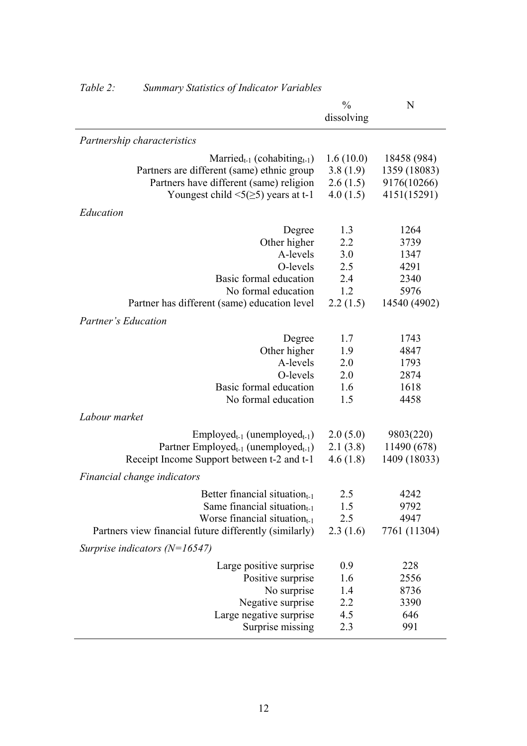*Table 2: Summary Statistics of Indicator Variables*

| | % dissolving | N |
|---|---|---|
| *Partnership characteristics* | | |
| Married$_{t-1}$ (cohabiting$_{t-1}$) | 1.6 (10.0) | 18458 (984) |
| Partners are different (same) ethnic group | 3.8 (1.9) | 1359 (18083) |
| Partners have different (same) religion | 2.6 (1.5) | 9176(10266) |
| Youngest child <5(≥5) years at t-1 | 4.0 (1.5) | 4151(15291) |
| *Education* | | |
| Degree | 1.3 | 1264 |
| Other higher | 2.2 | 3739 |
| A-levels | 3.0 | 1347 |
| O-levels | 2.5 | 4291 |
| Basic formal education | 2.4 | 2340 |
| No formal education | 1.2 | 5976 |
| Partner has different (same) education level | 2.2 (1.5) | 14540 (4902) |
| *Partner's Education* | | |
| Degree | 1.7 | 1743 |
| Other higher | 1.9 | 4847 |
| A-levels | 2.0 | 1793 |
| O-levels | 2.0 | 2874 |
| Basic formal education | 1.6 | 1618 |
| No formal education | 1.5 | 4458 |
| *Labour market* | | |
| Employed$_{t-1}$ (unemployed$_{t-1}$) | 2.0 (5.0) | 9803(220) |
| Partner Employed$_{t-1}$ (unemployed$_{t-1}$) | 2.1 (3.8) | 11490 (678) |
| Receipt Income Support between t-2 and t-1 | 4.6 (1.8) | 1409 (18033) |
| *Financial change indicators* | | |
| Better financial situation$_{t-1}$ | 2.5 | 4242 |
| Same financial situation$_{t-1}$ | 1.5 | 9792 |
| Worse financial situation$_{t-1}$ | 2.5 | 4947 |
| Partners view financial future differently (similarly) | 2.3 (1.6) | 7761 (11304) |
| *Surprise indicators (N=16547)* | | |
| Large positive surprise | 0.9 | 228 |
| Positive surprise | 1.6 | 2556 |
| No surprise | 1.4 | 8736 |
| Negative surprise | 2.2 | 3390 |
| Large negative surprise | 4.5 | 646 |
| Surprise missing | 2.3 | 991 |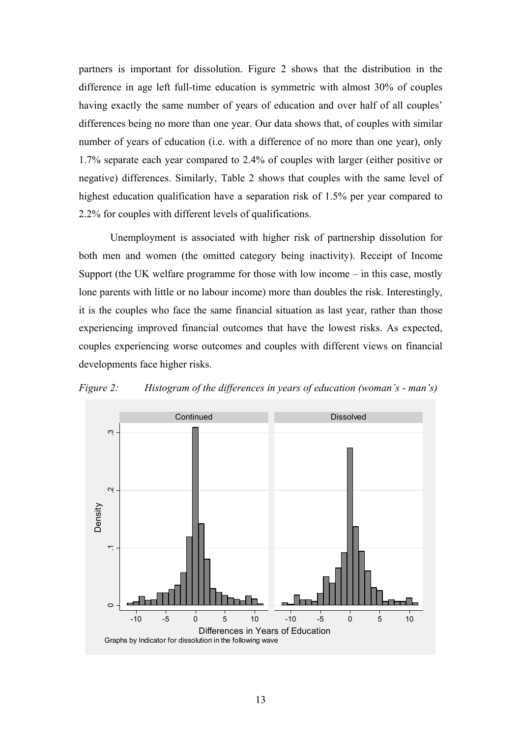partners is important for dissolution. Figure 2 shows that the distribution in the difference in age left full-time education is symmetric with almost 30% of couples having exactly the same number of years of education and over half of all couples' differences being no more than one year. Our data shows that, of couples with similar number of years of education (i.e. with a difference of no more than one year), only 1.7% separate each year compared to 2.4% of couples with larger (either positive or negative) differences. Similarly, Table 2 shows that couples with the same level of highest education qualification have a separation risk of 1.5% per year compared to 2.2% for couples with different levels of qualifications.

Unemployment is associated with higher risk of partnership dissolution for both men and women (the omitted category being inactivity). Receipt of Income Support (the UK welfare programme for those with low income – in this case, mostly lone parents with little or no labour income) more than doubles the risk. Interestingly, it is the couples who face the same financial situation as last year, rather than those experiencing improved financial outcomes that have the lowest risks. As expected, couples experiencing worse outcomes and couples with different views on financial developments face higher risks.

*Figure 2: Histogram of the differences in years of education (woman's - man's)*

Continued

Dissolved

Density

0

.1

.2

.3

-10 -5 0 5 10

-10 -5 0 5 10

Differences in Years of Education

Graphs by Indicator for dissolution in the following wave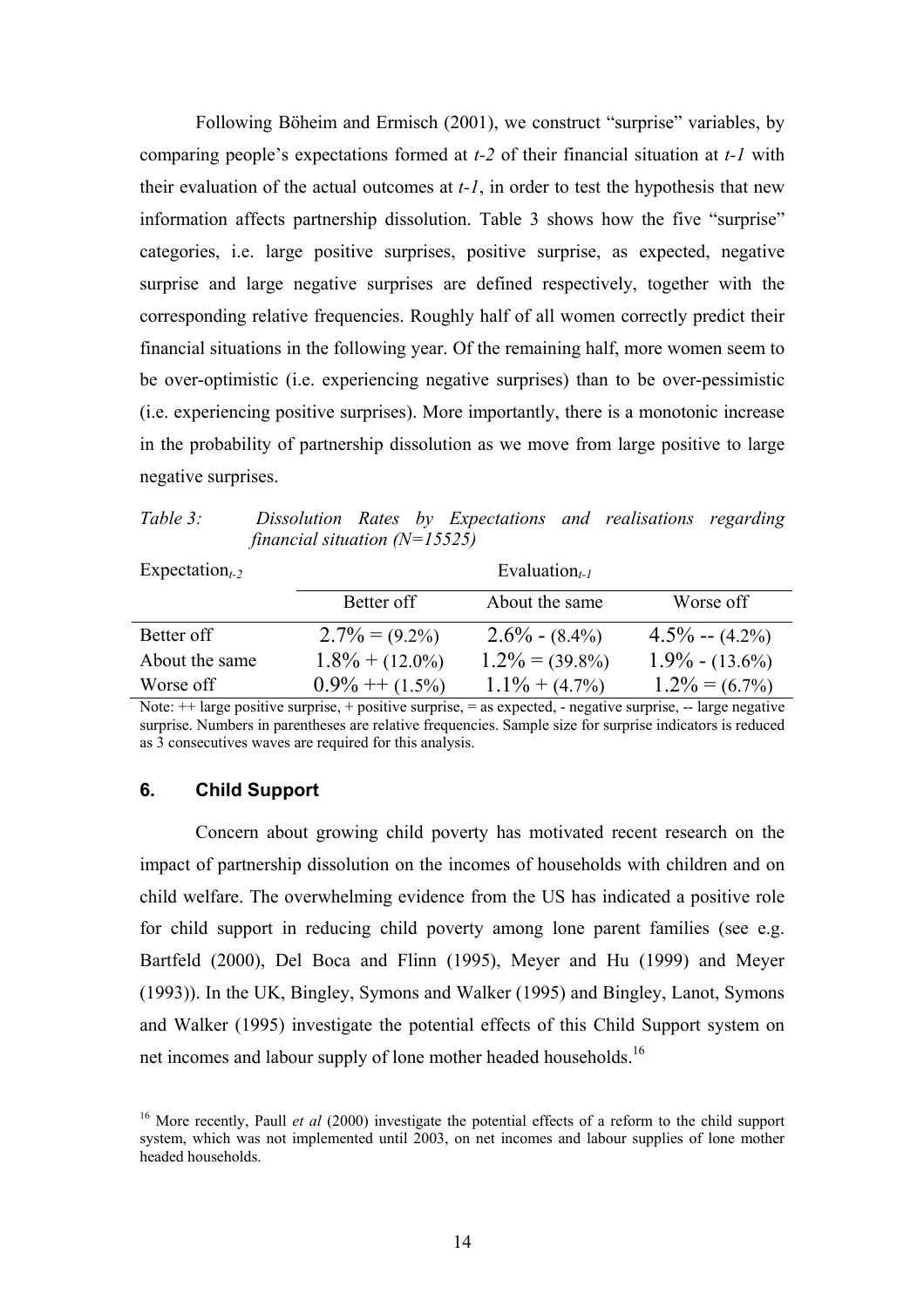Following Böheim and Ermisch (2001), we construct "surprise" variables, by comparing people's expectations formed at *t-2* of their financial situation at *t-1* with their evaluation of the actual outcomes at *t-1*, in order to test the hypothesis that new information affects partnership dissolution. Table 3 shows how the five "surprise" categories, i.e. large positive surprises, positive surprise, as expected, negative surprise and large negative surprises are defined respectively, together with the corresponding relative frequencies. Roughly half of all women correctly predict their financial situations in the following year. Of the remaining half, more women seem to be over-optimistic (i.e. experiencing negative surprises) than to be over-pessimistic (i.e. experiencing positive surprises). More importantly, there is a monotonic increase in the probability of partnership dissolution as we move from large positive to large negative surprises.

*Table 3: Dissolution Rates by Expectations and realisations regarding financial situation (N=15525)*

| Expectation$_{t-2}$ | Evaluation$_{t-1}$ | | |
|---|---|---|---|
| | Better off | About the same | Worse off |
| Better off | 2.7% = (9.2%) | 2.6% - (8.4%) | 4.5% -- (4.2%) |
| About the same | 1.8% + (12.0%) | 1.2% = (39.8%) | 1.9% - (13.6%) |
| Worse off | 0.9% ++ (1.5%) | 1.1% + (4.7%) | 1.2% = (6.7%) |

Note: ++ large positive surprise, + positive surprise, = as expected, - negative surprise, -- large negative surprise. Numbers in parentheses are relative frequencies. Sample size for surprise indicators is reduced as 3 consecutives waves are required for this analysis.

## 6. Child Support

Concern about growing child poverty has motivated recent research on the impact of partnership dissolution on the incomes of households with children and on child welfare. The overwhelming evidence from the US has indicated a positive role for child support in reducing child poverty among lone parent families (see e.g. Bartfeld (2000), Del Boca and Flinn (1995), Meyer and Hu (1999) and Meyer (1993)). In the UK, Bingley, Symons and Walker (1995) and Bingley, Lanot, Symons and Walker (1995) investigate the potential effects of this Child Support system on net incomes and labour supply of lone mother headed households.[16]

[16] More recently, Paull *et al* (2000) investigate the potential effects of a reform to the child support system, which was not implemented until 2003, on net incomes and labour supplies of lone mother headed households.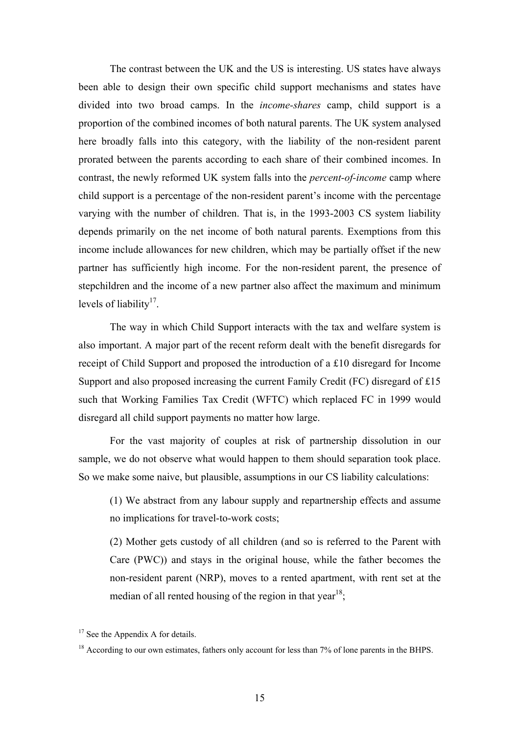The contrast between the UK and the US is interesting. US states have always been able to design their own specific child support mechanisms and states have divided into two broad camps. In the *income-shares* camp, child support is a proportion of the combined incomes of both natural parents. The UK system analysed here broadly falls into this category, with the liability of the non-resident parent prorated between the parents according to each share of their combined incomes. In contrast, the newly reformed UK system falls into the *percent-of-income* camp where child support is a percentage of the non-resident parent's income with the percentage varying with the number of children. That is, in the 1993-2003 CS system liability depends primarily on the net income of both natural parents. Exemptions from this income include allowances for new children, which may be partially offset if the new partner has sufficiently high income. For the non-resident parent, the presence of stepchildren and the income of a new partner also affect the maximum and minimum levels of liability[17].

The way in which Child Support interacts with the tax and welfare system is also important. A major part of the recent reform dealt with the benefit disregards for receipt of Child Support and proposed the introduction of a £10 disregard for Income Support and also proposed increasing the current Family Credit (FC) disregard of £15 such that Working Families Tax Credit (WFTC) which replaced FC in 1999 would disregard all child support payments no matter how large.

For the vast majority of couples at risk of partnership dissolution in our sample, we do not observe what would happen to them should separation took place. So we make some naive, but plausible, assumptions in our CS liability calculations:

(1) We abstract from any labour supply and repartnership effects and assume no implications for travel-to-work costs;

(2) Mother gets custody of all children (and so is referred to the Parent with Care (PWC)) and stays in the original house, while the father becomes the non-resident parent (NRP), moves to a rented apartment, with rent set at the median of all rented housing of the region in that year[18];

[17] See the Appendix A for details.

[18] According to our own estimates, fathers only account for less than 7% of lone parents in the BHPS.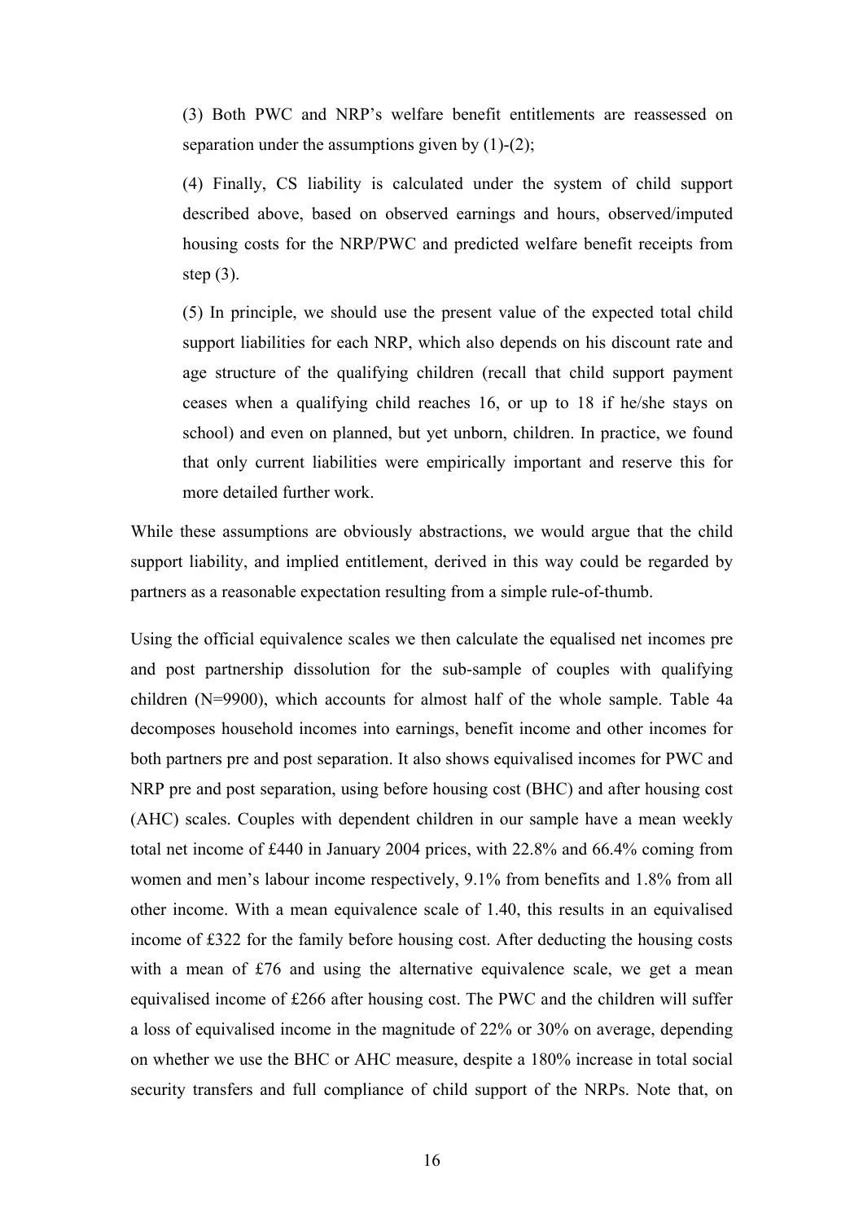(3) Both PWC and NRP's welfare benefit entitlements are reassessed on separation under the assumptions given by (1)-(2);

(4) Finally, CS liability is calculated under the system of child support described above, based on observed earnings and hours, observed/imputed housing costs for the NRP/PWC and predicted welfare benefit receipts from step (3).

(5) In principle, we should use the present value of the expected total child support liabilities for each NRP, which also depends on his discount rate and age structure of the qualifying children (recall that child support payment ceases when a qualifying child reaches 16, or up to 18 if he/she stays on school) and even on planned, but yet unborn, children. In practice, we found that only current liabilities were empirically important and reserve this for more detailed further work.

While these assumptions are obviously abstractions, we would argue that the child support liability, and implied entitlement, derived in this way could be regarded by partners as a reasonable expectation resulting from a simple rule-of-thumb.

Using the official equivalence scales we then calculate the equalised net incomes pre and post partnership dissolution for the sub-sample of couples with qualifying children (N=9900), which accounts for almost half of the whole sample. Table 4a decomposes household incomes into earnings, benefit income and other incomes for both partners pre and post separation. It also shows equivalised incomes for PWC and NRP pre and post separation, using before housing cost (BHC) and after housing cost (AHC) scales. Couples with dependent children in our sample have a mean weekly total net income of £440 in January 2004 prices, with 22.8% and 66.4% coming from women and men's labour income respectively, 9.1% from benefits and 1.8% from all other income. With a mean equivalence scale of 1.40, this results in an equivalised income of £322 for the family before housing cost. After deducting the housing costs with a mean of £76 and using the alternative equivalence scale, we get a mean equivalised income of £266 after housing cost. The PWC and the children will suffer a loss of equivalised income in the magnitude of 22% or 30% on average, depending on whether we use the BHC or AHC measure, despite a 180% increase in total social security transfers and full compliance of child support of the NRPs. Note that, on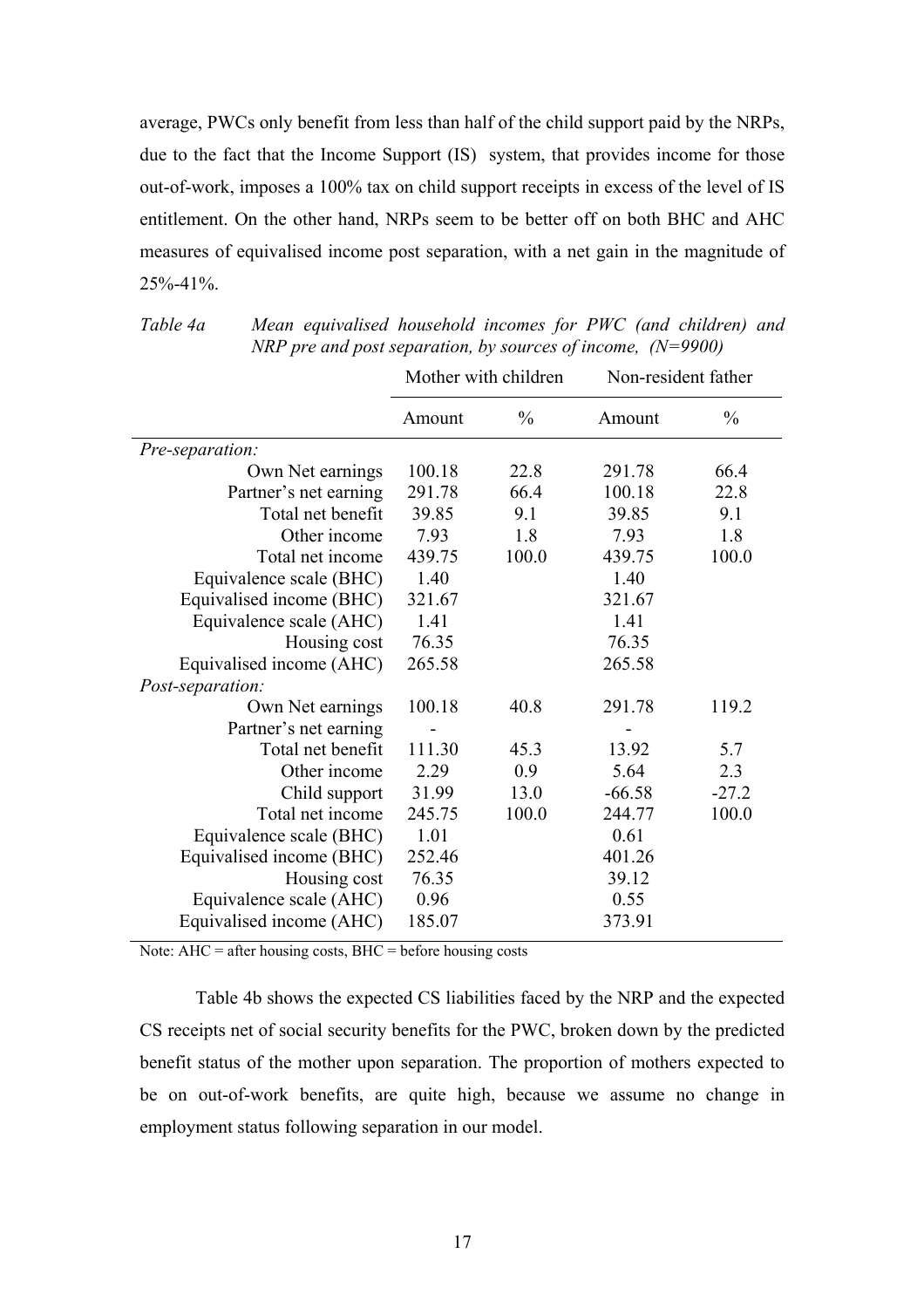average, PWCs only benefit from less than half of the child support paid by the NRPs, due to the fact that the Income Support (IS) system, that provides income for those out-of-work, imposes a 100% tax on child support receipts in excess of the level of IS entitlement. On the other hand, NRPs seem to be better off on both BHC and AHC measures of equivalised income post separation, with a net gain in the magnitude of 25%-41%.

*Table 4a  Mean equivalised household incomes for PWC (and children) and NRP pre and post separation, by sources of income, (N=9900)*

| | Mother with children | | Non-resident father | |
|---|---|---|---|---|
| | Amount | % | Amount | % |
| *Pre-separation:* | | | | |
| Own Net earnings | 100.18 | 22.8 | 291.78 | 66.4 |
| Partner's net earning | 291.78 | 66.4 | 100.18 | 22.8 |
| Total net benefit | 39.85 | 9.1 | 39.85 | 9.1 |
| Other income | 7.93 | 1.8 | 7.93 | 1.8 |
| Total net income | 439.75 | 100.0 | 439.75 | 100.0 |
| Equivalence scale (BHC) | 1.40 | | 1.40 | |
| Equivalised income (BHC) | 321.67 | | 321.67 | |
| Equivalence scale (AHC) | 1.41 | | 1.41 | |
| Housing cost | 76.35 | | 76.35 | |
| Equivalised income (AHC) | 265.58 | | 265.58 | |
| *Post-separation:* | | | | |
| Own Net earnings | 100.18 | 40.8 | 291.78 | 119.2 |
| Partner's net earning | - | | - | |
| Total net benefit | 111.30 | 45.3 | 13.92 | 5.7 |
| Other income | 2.29 | 0.9 | 5.64 | 2.3 |
| Child support | 31.99 | 13.0 | -66.58 | -27.2 |
| Total net income | 245.75 | 100.0 | 244.77 | 100.0 |
| Equivalence scale (BHC) | 1.01 | | 0.61 | |
| Equivalised income (BHC) | 252.46 | | 401.26 | |
| Housing cost | 76.35 | | 39.12 | |
| Equivalence scale (AHC) | 0.96 | | 0.55 | |
| Equivalised income (AHC) | 185.07 | | 373.91 | |

Note: AHC = after housing costs, BHC = before housing costs

Table 4b shows the expected CS liabilities faced by the NRP and the expected CS receipts net of social security benefits for the PWC, broken down by the predicted benefit status of the mother upon separation. The proportion of mothers expected to be on out-of-work benefits, are quite high, because we assume no change in employment status following separation in our model.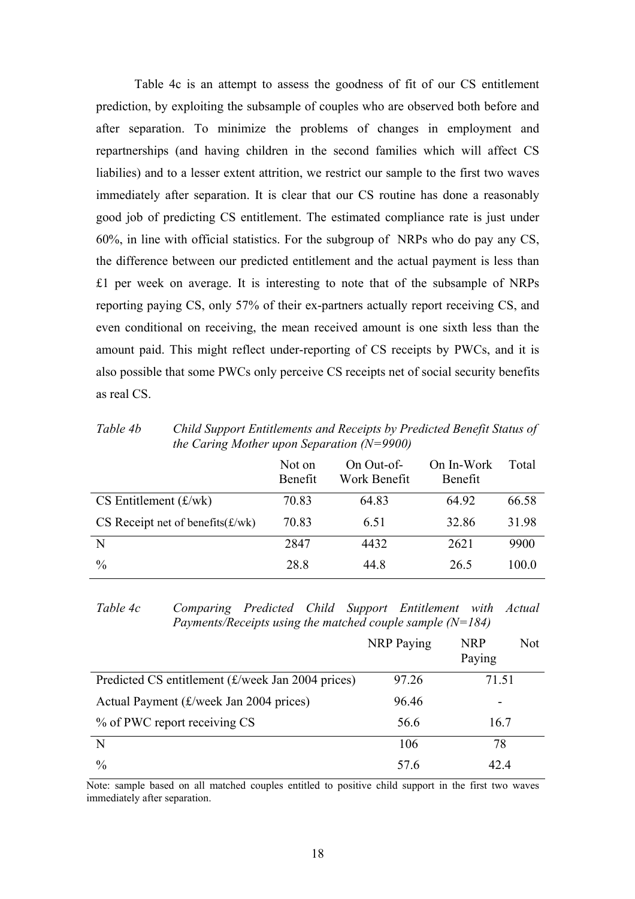Table 4c is an attempt to assess the goodness of fit of our CS entitlement prediction, by exploiting the subsample of couples who are observed both before and after separation. To minimize the problems of changes in employment and repartnerships (and having children in the second families which will affect CS liabilies) and to a lesser extent attrition, we restrict our sample to the first two waves immediately after separation. It is clear that our CS routine has done a reasonably good job of predicting CS entitlement. The estimated compliance rate is just under 60%, in line with official statistics. For the subgroup of NRPs who do pay any CS, the difference between our predicted entitlement and the actual payment is less than £1 per week on average. It is interesting to note that of the subsample of NRPs reporting paying CS, only 57% of their ex-partners actually report receiving CS, and even conditional on receiving, the mean received amount is one sixth less than the amount paid. This might reflect under-reporting of CS receipts by PWCs, and it is also possible that some PWCs only perceive CS receipts net of social security benefits as real CS.

*Table 4b Child Support Entitlements and Receipts by Predicted Benefit Status of the Caring Mother upon Separation (N=9900)*

| | Not on Benefit | On Out-of-Work Benefit | On In-Work Benefit | Total |
|---|---|---|---|---|
| CS Entitlement (£/wk) | 70.83 | 64.83 | 64.92 | 66.58 |
| CS Receipt net of benefits(£/wk) | 70.83 | 6.51 | 32.86 | 31.98 |
| N | 2847 | 4432 | 2621 | 9900 |
| % | 28.8 | 44.8 | 26.5 | 100.0 |

*Table 4c Comparing Predicted Child Support Entitlement with Actual Payments/Receipts using the matched couple sample (N=184)*

| | NRP Paying | NRP Not Paying |
|---|---|---|
| Predicted CS entitlement (£/week Jan 2004 prices) | 97.26 | 71.51 |
| Actual Payment (£/week Jan 2004 prices) | 96.46 | - |
| % of PWC report receiving CS | 56.6 | 16.7 |
| N | 106 | 78 |
| % | 57.6 | 42.4 |

Note: sample based on all matched couples entitled to positive child support in the first two waves immediately after separation.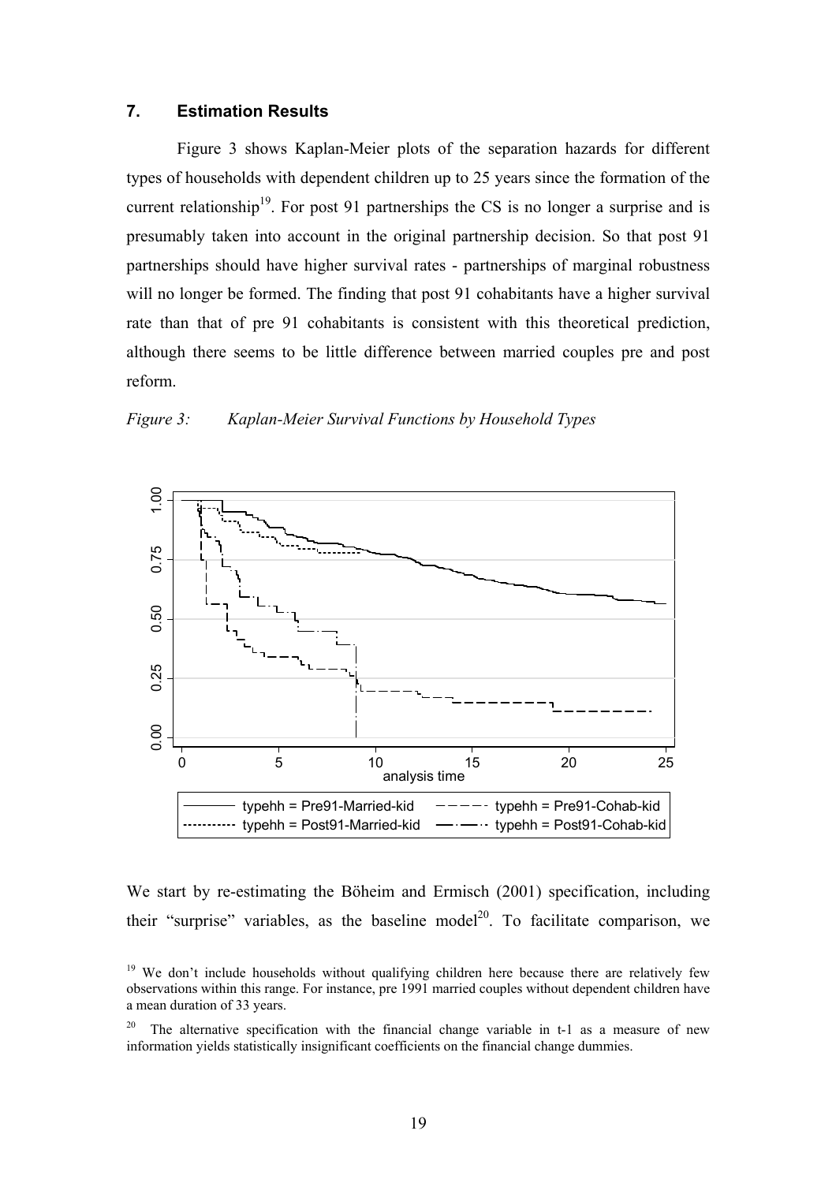## 7. Estimation Results

Figure 3 shows Kaplan-Meier plots of the separation hazards for different types of households with dependent children up to 25 years since the formation of the current relationship[19]. For post 91 partnerships the CS is no longer a surprise and is presumably taken into account in the original partnership decision. So that post 91 partnerships should have higher survival rates - partnerships of marginal robustness will no longer be formed. The finding that post 91 cohabitants have a higher survival rate than that of pre 91 cohabitants is consistent with this theoretical prediction, although there seems to be little difference between married couples pre and post reform.

*Figure 3: Kaplan-Meier Survival Functions by Household Types*

0.00
0.25
0.50
0.75
1.00
0
5
10
15
20
25
analysis time
typehh = Pre91-Married-kid
typehh = Pre91-Cohab-kid
typehh = Post91-Married-kid
typehh = Post91-Cohab-kid

We start by re-estimating the Böheim and Ermisch (2001) specification, including their "surprise" variables, as the baseline model[20]. To facilitate comparison, we

[19] We don't include households without qualifying children here because there are relatively few observations within this range. For instance, pre 1991 married couples without dependent children have a mean duration of 33 years.

[20] The alternative specification with the financial change variable in t-1 as a measure of new information yields statistically insignificant coefficients on the financial change dummies.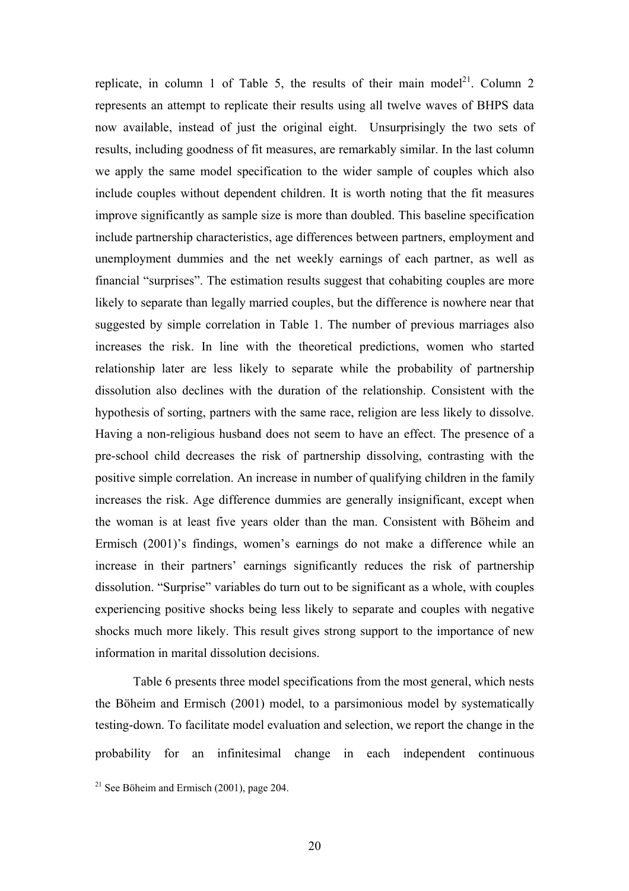replicate, in column 1 of Table 5, the results of their main model[21]. Column 2 represents an attempt to replicate their results using all twelve waves of BHPS data now available, instead of just the original eight. Unsurprisingly the two sets of results, including goodness of fit measures, are remarkably similar. In the last column we apply the same model specification to the wider sample of couples which also include couples without dependent children. It is worth noting that the fit measures improve significantly as sample size is more than doubled. This baseline specification include partnership characteristics, age differences between partners, employment and unemployment dummies and the net weekly earnings of each partner, as well as financial "surprises". The estimation results suggest that cohabiting couples are more likely to separate than legally married couples, but the difference is nowhere near that suggested by simple correlation in Table 1. The number of previous marriages also increases the risk. In line with the theoretical predictions, women who started relationship later are less likely to separate while the probability of partnership dissolution also declines with the duration of the relationship. Consistent with the hypothesis of sorting, partners with the same race, religion are less likely to dissolve. Having a non-religious husband does not seem to have an effect. The presence of a pre-school child decreases the risk of partnership dissolving, contrasting with the positive simple correlation. An increase in number of qualifying children in the family increases the risk. Age difference dummies are generally insignificant, except when the woman is at least five years older than the man. Consistent with Böheim and Ermisch (2001)'s findings, women's earnings do not make a difference while an increase in their partners' earnings significantly reduces the risk of partnership dissolution. "Surprise" variables do turn out to be significant as a whole, with couples experiencing positive shocks being less likely to separate and couples with negative shocks much more likely. This result gives strong support to the importance of new information in marital dissolution decisions.

Table 6 presents three model specifications from the most general, which nests the Böheim and Ermisch (2001) model, to a parsimonious model by systematically testing-down. To facilitate model evaluation and selection, we report the change in the probability for an infinitesimal change in each independent continuous

[21] See Böheim and Ermisch (2001), page 204.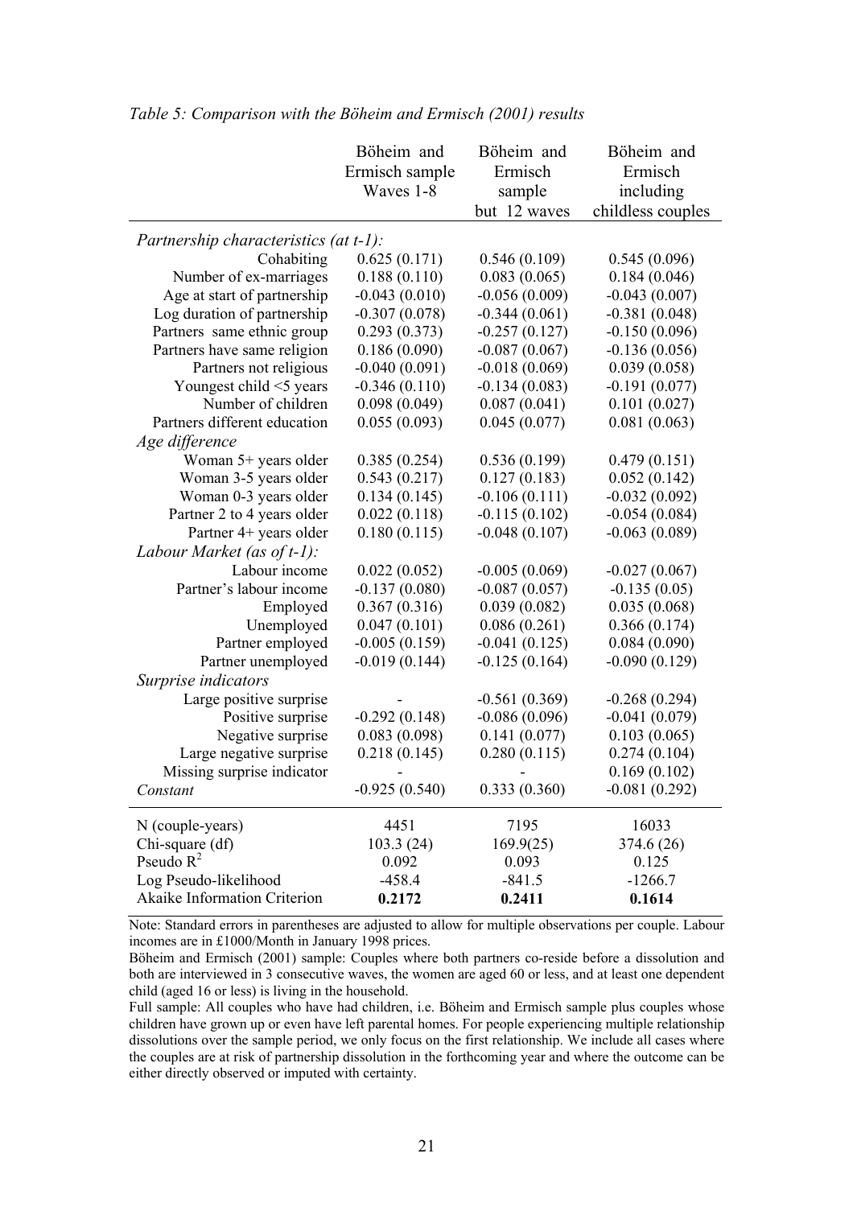*Table 5: Comparison with the Böheim and Ermisch (2001) results*

| | Böheim and Ermisch sample Waves 1-8 | Böheim and Ermisch sample but 12 waves | Böheim and Ermisch including childless couples |
|---|---|---|---|
| *Partnership characteristics (at t-1):* | | | |
| Cohabiting | 0.625 (0.171) | 0.546 (0.109) | 0.545 (0.096) |
| Number of ex-marriages | 0.188 (0.110) | 0.083 (0.065) | 0.184 (0.046) |
| Age at start of partnership | -0.043 (0.010) | -0.056 (0.009) | -0.043 (0.007) |
| Log duration of partnership | -0.307 (0.078) | -0.344 (0.061) | -0.381 (0.048) |
| Partners same ethnic group | 0.293 (0.373) | -0.257 (0.127) | -0.150 (0.096) |
| Partners have same religion | 0.186 (0.090) | -0.087 (0.067) | -0.136 (0.056) |
| Partners not religious | -0.040 (0.091) | -0.018 (0.069) | 0.039 (0.058) |
| Youngest child <5 years | -0.346 (0.110) | -0.134 (0.083) | -0.191 (0.077) |
| Number of children | 0.098 (0.049) | 0.087 (0.041) | 0.101 (0.027) |
| Partners different education | 0.055 (0.093) | 0.045 (0.077) | 0.081 (0.063) |
| *Age difference* | | | |
| Woman 5+ years older | 0.385 (0.254) | 0.536 (0.199) | 0.479 (0.151) |
| Woman 3-5 years older | 0.543 (0.217) | 0.127 (0.183) | 0.052 (0.142) |
| Woman 0-3 years older | 0.134 (0.145) | -0.106 (0.111) | -0.032 (0.092) |
| Partner 2 to 4 years older | 0.022 (0.118) | -0.115 (0.102) | -0.054 (0.084) |
| Partner 4+ years older | 0.180 (0.115) | -0.048 (0.107) | -0.063 (0.089) |
| *Labour Market (as of t-1):* | | | |
| Labour income | 0.022 (0.052) | -0.005 (0.069) | -0.027 (0.067) |
| Partner's labour income | -0.137 (0.080) | -0.087 (0.057) | -0.135 (0.05) |
| Employed | 0.367 (0.316) | 0.039 (0.082) | 0.035 (0.068) |
| Unemployed | 0.047 (0.101) | 0.086 (0.261) | 0.366 (0.174) |
| Partner employed | -0.005 (0.159) | -0.041 (0.125) | 0.084 (0.090) |
| Partner unemployed | -0.019 (0.144) | -0.125 (0.164) | -0.090 (0.129) |
| *Surprise indicators* | | | |
| Large positive surprise | - | -0.561 (0.369) | -0.268 (0.294) |
| Positive surprise | -0.292 (0.148) | -0.086 (0.096) | -0.041 (0.079) |
| Negative surprise | 0.083 (0.098) | 0.141 (0.077) | 0.103 (0.065) |
| Large negative surprise | 0.218 (0.145) | 0.280 (0.115) | 0.274 (0.104) |
| Missing surprise indicator | - | - | 0.169 (0.102) |
| *Constant* | -0.925 (0.540) | 0.333 (0.360) | -0.081 (0.292) |
| N (couple-years) | 4451 | 7195 | 16033 |
| Chi-square (df) | 103.3 (24) | 169.9(25) | 374.6 (26) |
| Pseudo $R^2$ | 0.092 | 0.093 | 0.125 |
| Log Pseudo-likelihood | -458.4 | -841.5 | -1266.7 |
| Akaike Information Criterion | **0.2172** | **0.2411** | **0.1614** |

Note: Standard errors in parentheses are adjusted to allow for multiple observations per couple. Labour incomes are in £1000/Month in January 1998 prices.

Böheim and Ermisch (2001) sample: Couples where both partners co-reside before a dissolution and both are interviewed in 3 consecutive waves, the women are aged 60 or less, and at least one dependent child (aged 16 or less) is living in the household.

Full sample: All couples who have had children, i.e. Böheim and Ermisch sample plus couples whose children have grown up or even have left parental homes. For people experiencing multiple relationship dissolutions over the sample period, we only focus on the first relationship. We include all cases where the couples are at risk of partnership dissolution in the forthcoming year and where the outcome can be either directly observed or imputed with certainty.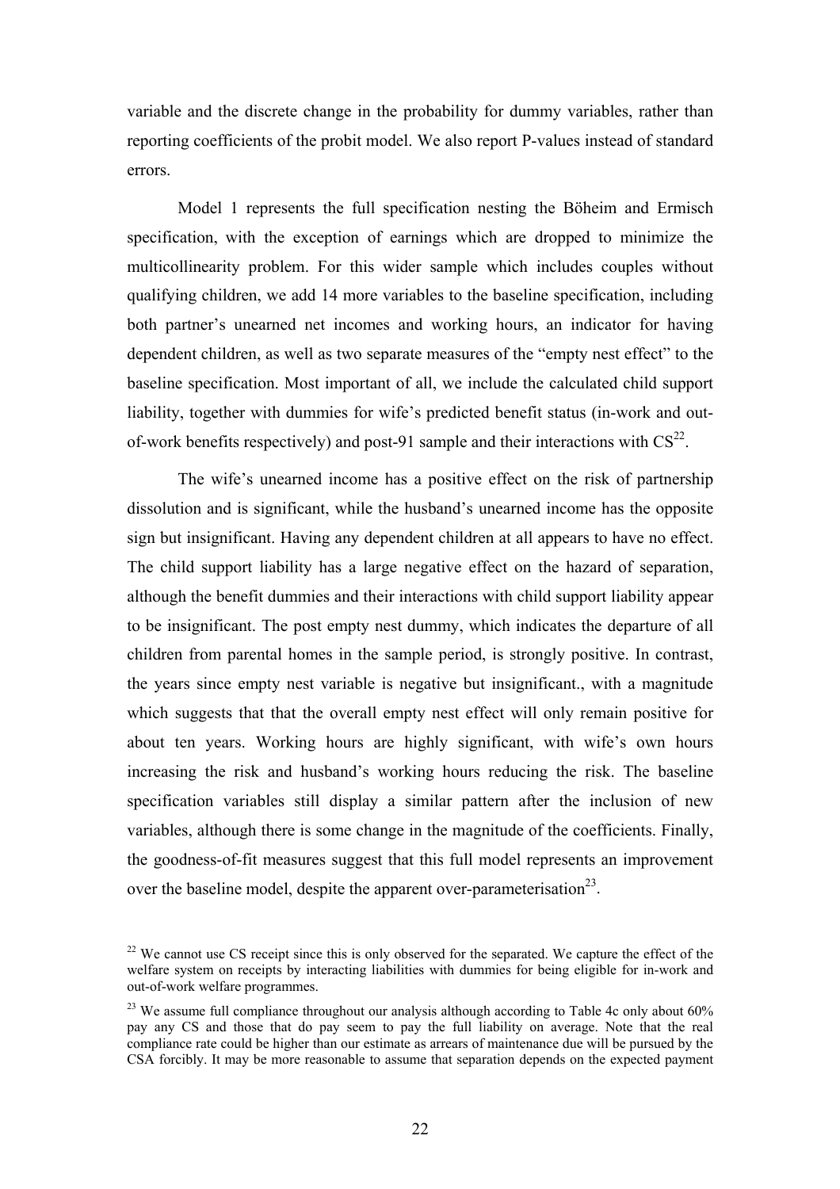variable and the discrete change in the probability for dummy variables, rather than reporting coefficients of the probit model. We also report P-values instead of standard errors.

Model 1 represents the full specification nesting the Böheim and Ermisch specification, with the exception of earnings which are dropped to minimize the multicollinearity problem. For this wider sample which includes couples without qualifying children, we add 14 more variables to the baseline specification, including both partner's unearned net incomes and working hours, an indicator for having dependent children, as well as two separate measures of the "empty nest effect" to the baseline specification. Most important of all, we include the calculated child support liability, together with dummies for wife's predicted benefit status (in-work and out-of-work benefits respectively) and post-91 sample and their interactions with CS[22].

The wife's unearned income has a positive effect on the risk of partnership dissolution and is significant, while the husband's unearned income has the opposite sign but insignificant. Having any dependent children at all appears to have no effect. The child support liability has a large negative effect on the hazard of separation, although the benefit dummies and their interactions with child support liability appear to be insignificant. The post empty nest dummy, which indicates the departure of all children from parental homes in the sample period, is strongly positive. In contrast, the years since empty nest variable is negative but insignificant., with a magnitude which suggests that that the overall empty nest effect will only remain positive for about ten years. Working hours are highly significant, with wife's own hours increasing the risk and husband's working hours reducing the risk. The baseline specification variables still display a similar pattern after the inclusion of new variables, although there is some change in the magnitude of the coefficients. Finally, the goodness-of-fit measures suggest that this full model represents an improvement over the baseline model, despite the apparent over-parameterisation[23].

[22] We cannot use CS receipt since this is only observed for the separated. We capture the effect of the welfare system on receipts by interacting liabilities with dummies for being eligible for in-work and out-of-work welfare programmes.

[23] We assume full compliance throughout our analysis although according to Table 4c only about 60% pay any CS and those that do pay seem to pay the full liability on average. Note that the real compliance rate could be higher than our estimate as arrears of maintenance due will be pursued by the CSA forcibly. It may be more reasonable to assume that separation depends on the expected payment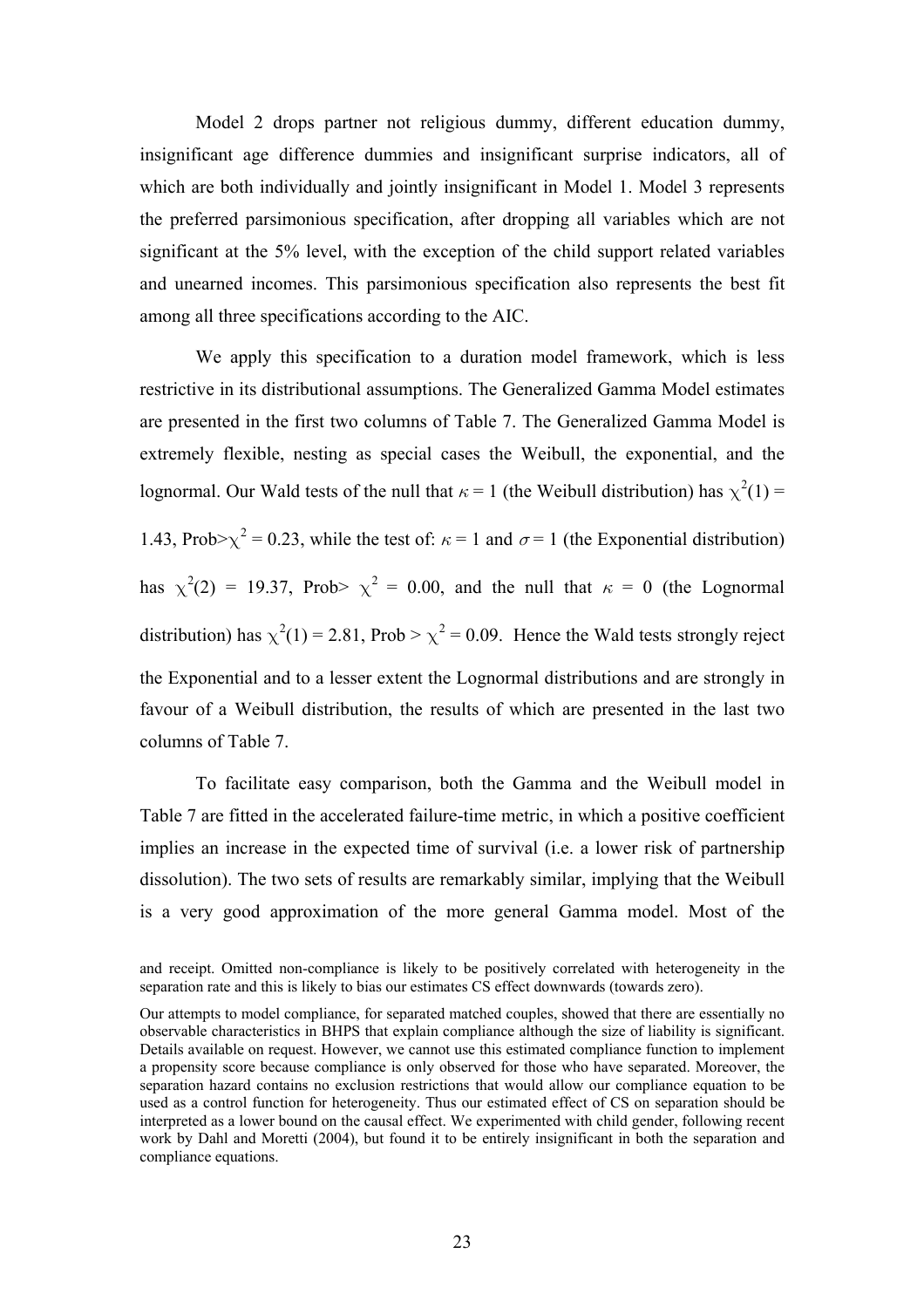Model 2 drops partner not religious dummy, different education dummy, insignificant age difference dummies and insignificant surprise indicators, all of which are both individually and jointly insignificant in Model 1. Model 3 represents the preferred parsimonious specification, after dropping all variables which are not significant at the 5% level, with the exception of the child support related variables and unearned incomes. This parsimonious specification also represents the best fit among all three specifications according to the AIC.

We apply this specification to a duration model framework, which is less restrictive in its distributional assumptions. The Generalized Gamma Model estimates are presented in the first two columns of Table 7. The Generalized Gamma Model is extremely flexible, nesting as special cases the Weibull, the exponential, and the lognormal. Our Wald tests of the null that $\kappa = 1$ (the Weibull distribution) has $\chi^2(1) = 1.43$, $\text{Prob}>\chi^2 = 0.23$, while the test of: $\kappa = 1$ and $\sigma = 1$ (the Exponential distribution) has $\chi^2(2) = 19.37$, $\text{Prob}> \chi^2 = 0.00$, and the null that $\kappa = 0$ (the Lognormal distribution) has $\chi^2(1) = 2.81$, $\text{Prob} > \chi^2 = 0.09$. Hence the Wald tests strongly reject the Exponential and to a lesser extent the Lognormal distributions and are strongly in favour of a Weibull distribution, the results of which are presented in the last two columns of Table 7.

To facilitate easy comparison, both the Gamma and the Weibull model in Table 7 are fitted in the accelerated failure-time metric, in which a positive coefficient implies an increase in the expected time of survival (i.e. a lower risk of partnership dissolution). The two sets of results are remarkably similar, implying that the Weibull is a very good approximation of the more general Gamma model. Most of the

and receipt. Omitted non-compliance is likely to be positively correlated with heterogeneity in the separation rate and this is likely to bias our estimates CS effect downwards (towards zero).

Our attempts to model compliance, for separated matched couples, showed that there are essentially no observable characteristics in BHPS that explain compliance although the size of liability is significant. Details available on request. However, we cannot use this estimated compliance function to implement a propensity score because compliance is only observed for those who have separated. Moreover, the separation hazard contains no exclusion restrictions that would allow our compliance equation to be used as a control function for heterogeneity. Thus our estimated effect of CS on separation should be interpreted as a lower bound on the causal effect. We experimented with child gender, following recent work by Dahl and Moretti (2004), but found it to be entirely insignificant in both the separation and compliance equations.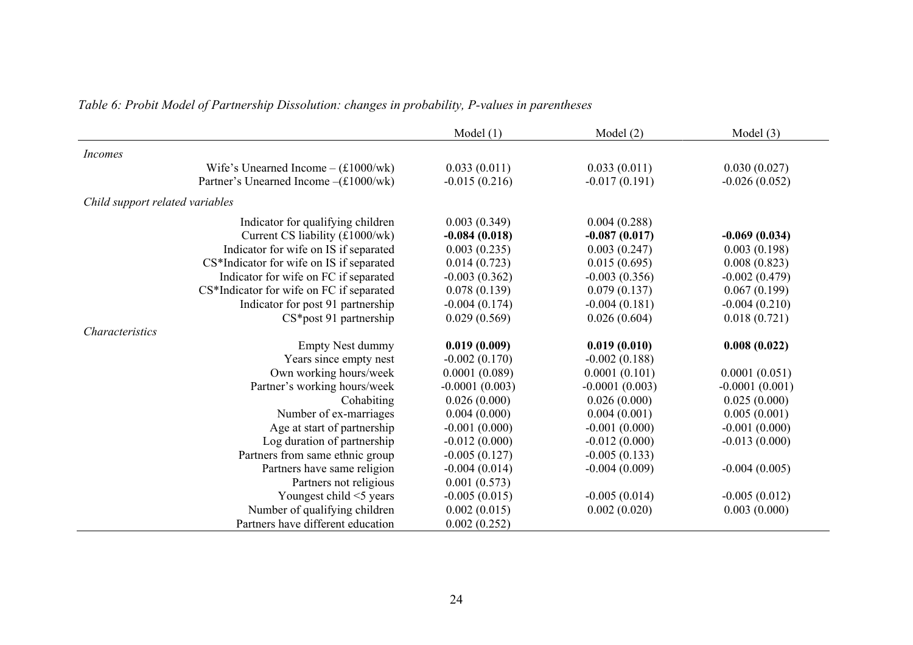*Table 6: Probit Model of Partnership Dissolution: changes in probability, P-values in parentheses*

| | Model (1) | Model (2) | Model (3) |
|---|---|---|---|
| *Incomes* | | | |
| Wife's Unearned Income – (£1000/wk) | 0.033 (0.011) | 0.033 (0.011) | 0.030 (0.027) |
| Partner's Unearned Income –(£1000/wk) | -0.015 (0.216) | -0.017 (0.191) | -0.026 (0.052) |
| *Child support related variables* | | | |
| Indicator for qualifying children | 0.003 (0.349) | 0.004 (0.288) | |
| Current CS liability (£1000/wk) | **-0.084 (0.018)** | **-0.087 (0.017)** | **-0.069 (0.034)** |
| Indicator for wife on IS if separated | 0.003 (0.235) | 0.003 (0.247) | 0.003 (0.198) |
| CS*Indicator for wife on IS if separated | 0.014 (0.723) | 0.015 (0.695) | 0.008 (0.823) |
| Indicator for wife on FC if separated | -0.003 (0.362) | -0.003 (0.356) | -0.002 (0.479) |
| CS*Indicator for wife on FC if separated | 0.078 (0.139) | 0.079 (0.137) | 0.067 (0.199) |
| Indicator for post 91 partnership | -0.004 (0.174) | -0.004 (0.181) | -0.004 (0.210) |
| CS*post 91 partnership | 0.029 (0.569) | 0.026 (0.604) | 0.018 (0.721) |
| *Characteristics* | | | |
| Empty Nest dummy | **0.019 (0.009)** | **0.019 (0.010)** | **0.008 (0.022)** |
| Years since empty nest | -0.002 (0.170) | -0.002 (0.188) | |
| Own working hours/week | 0.0001 (0.089) | 0.0001 (0.101) | 0.0001 (0.051) |
| Partner's working hours/week | -0.0001 (0.003) | -0.0001 (0.003) | -0.0001 (0.001) |
| Cohabiting | 0.026 (0.000) | 0.026 (0.000) | 0.025 (0.000) |
| Number of ex-marriages | 0.004 (0.000) | 0.004 (0.001) | 0.005 (0.001) |
| Age at start of partnership | -0.001 (0.000) | -0.001 (0.000) | -0.001 (0.000) |
| Log duration of partnership | -0.012 (0.000) | -0.012 (0.000) | -0.013 (0.000) |
| Partners from same ethnic group | -0.005 (0.127) | -0.005 (0.133) | |
| Partners have same religion | -0.004 (0.014) | -0.004 (0.009) | -0.004 (0.005) |
| Partners not religious | 0.001 (0.573) | | |
| Youngest child <5 years | -0.005 (0.015) | -0.005 (0.014) | -0.005 (0.012) |
| Number of qualifying children | 0.002 (0.015) | 0.002 (0.020) | 0.003 (0.000) |
| Partners have different education | 0.002 (0.252) | | |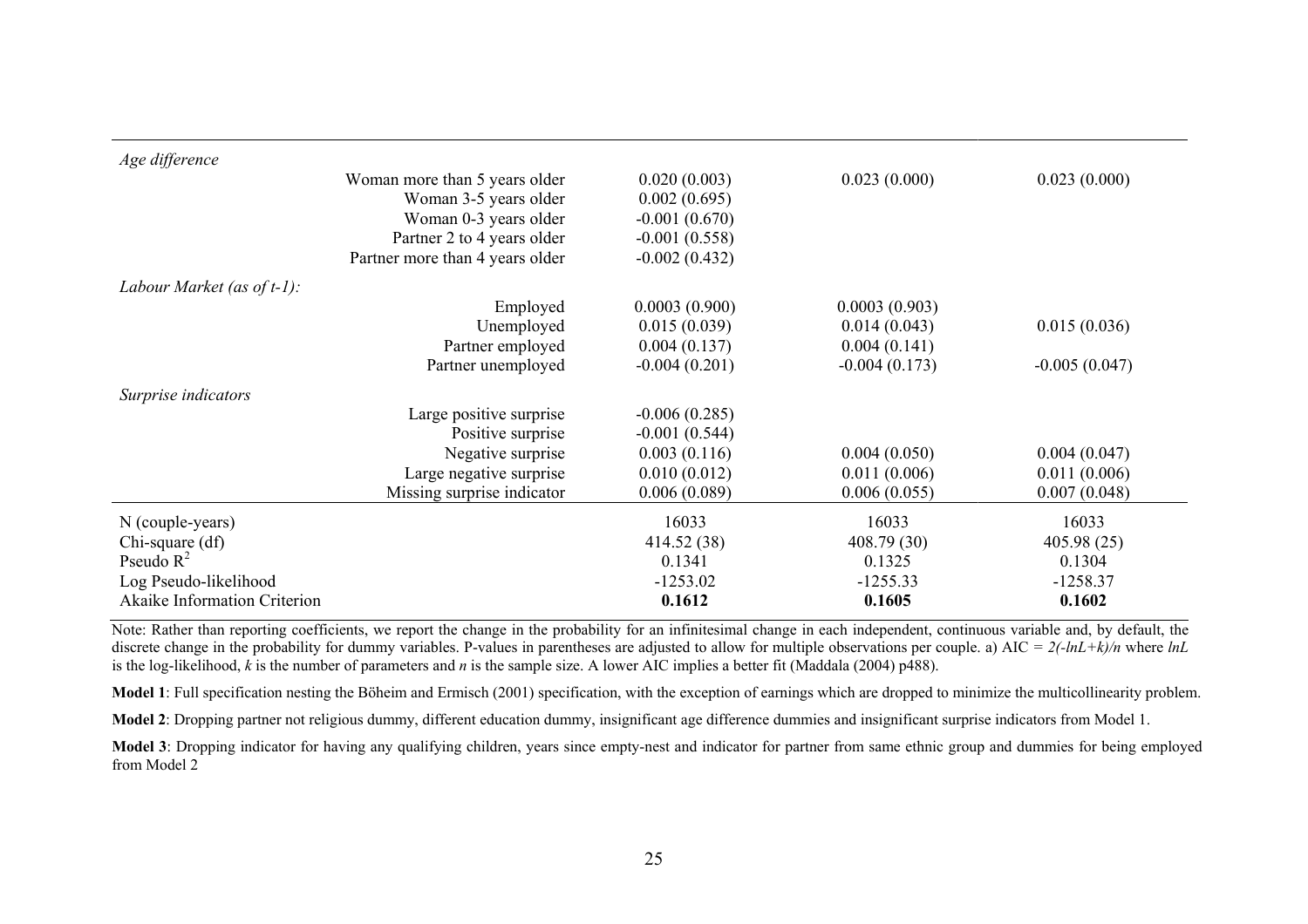| | | | |
|---|---|---|---|
| *Age difference* | | | |
| Woman more than 5 years older | 0.020 (0.003) | 0.023 (0.000) | 0.023 (0.000) |
| Woman 3-5 years older | 0.002 (0.695) | | |
| Woman 0-3 years older | -0.001 (0.670) | | |
| Partner 2 to 4 years older | -0.001 (0.558) | | |
| Partner more than 4 years older | -0.002 (0.432) | | |
| *Labour Market (as of t-1):* | | | |
| Employed | 0.0003 (0.900) | 0.0003 (0.903) | |
| Unemployed | 0.015 (0.039) | 0.014 (0.043) | 0.015 (0.036) |
| Partner employed | 0.004 (0.137) | 0.004 (0.141) | |
| Partner unemployed | -0.004 (0.201) | -0.004 (0.173) | -0.005 (0.047) |
| *Surprise indicators* | | | |
| Large positive surprise | -0.006 (0.285) | | |
| Positive surprise | -0.001 (0.544) | | |
| Negative surprise | 0.003 (0.116) | 0.004 (0.050) | 0.004 (0.047) |
| Large negative surprise | 0.010 (0.012) | 0.011 (0.006) | 0.011 (0.006) |
| Missing surprise indicator | 0.006 (0.089) | 0.006 (0.055) | 0.007 (0.048) |
| N (couple-years) | 16033 | 16033 | 16033 |
| Chi-square (df) | 414.52 (38) | 408.79 (30) | 405.98 (25) |
| Pseudo $R^2$ | 0.1341 | 0.1325 | 0.1304 |
| Log Pseudo-likelihood | -1253.02 | -1255.33 | -1258.37 |
| Akaike Information Criterion | **0.1612** | **0.1605** | **0.1602** |

Note: Rather than reporting coefficients, we report the change in the probability for an infinitesimal change in each independent, continuous variable and, by default, the discrete change in the probability for dummy variables. P-values in parentheses are adjusted to allow for multiple observations per couple. a) AIC = $2(-lnL+k)/n$ where $lnL$ is the log-likelihood, $k$ is the number of parameters and $n$ is the sample size. A lower AIC implies a better fit (Maddala (2004) p488).

**Model 1**: Full specification nesting the Böheim and Ermisch (2001) specification, with the exception of earnings which are dropped to minimize the multicollinearity problem.

**Model 2**: Dropping partner not religious dummy, different education dummy, insignificant age difference dummies and insignificant surprise indicators from Model 1.

**Model 3**: Dropping indicator for having any qualifying children, years since empty-nest and indicator for partner from same ethnic group and dummies for being employed from Model 2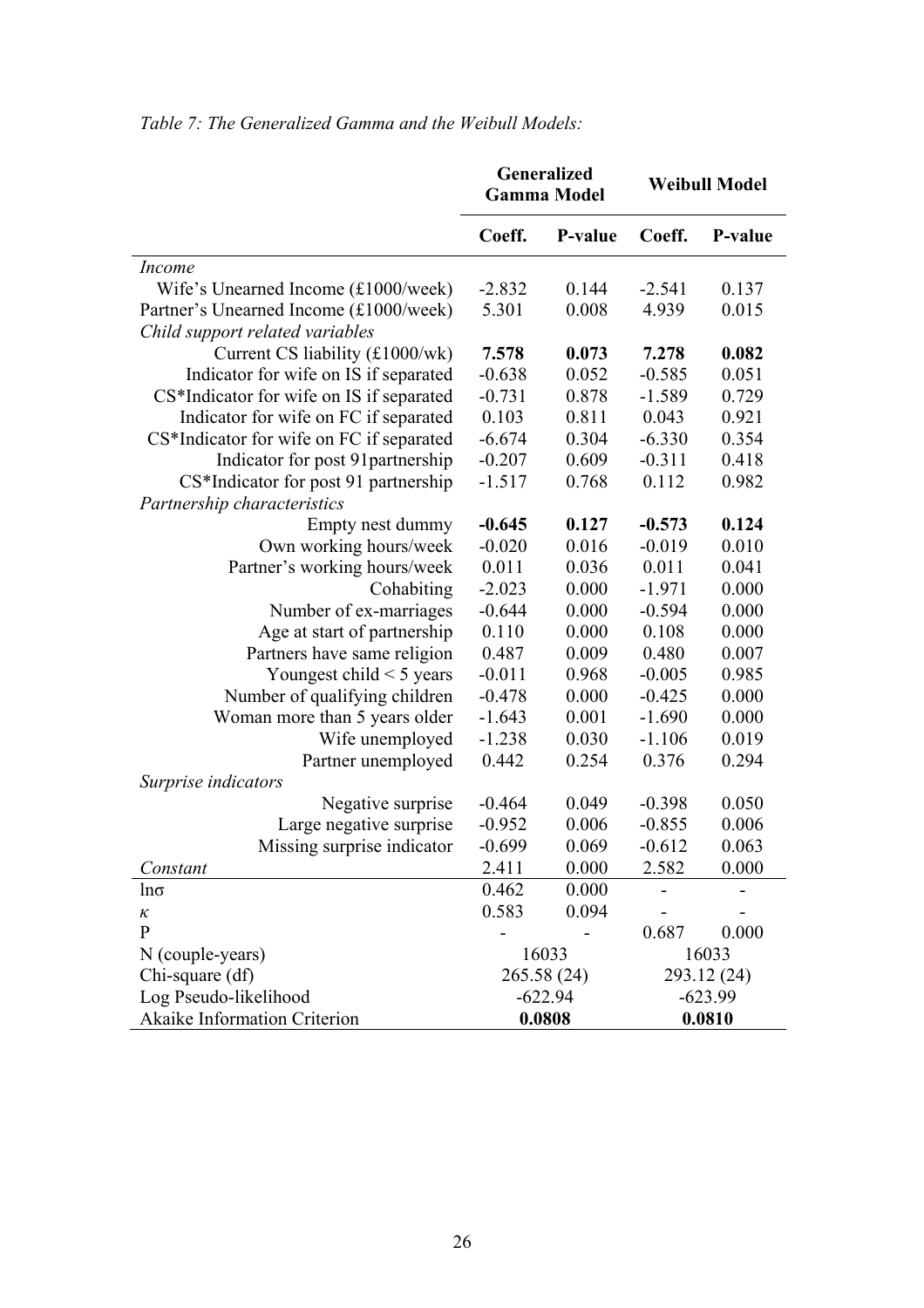*Table 7: The Generalized Gamma and the Weibull Models:*

| | Generalized Gamma Model | | Weibull Model | |
|---|---|---|---|---|
| | **Coeff.** | **P-value** | **Coeff.** | **P-value** |
| *Income* | | | | |
| Wife's Unearned Income (£1000/week) | -2.832 | 0.144 | -2.541 | 0.137 |
| Partner's Unearned Income (£1000/week) | 5.301 | 0.008 | 4.939 | 0.015 |
| *Child support related variables* | | | | |
| Current CS liability (£1000/wk) | **7.578** | **0.073** | **7.278** | **0.082** |
| Indicator for wife on IS if separated | -0.638 | 0.052 | -0.585 | 0.051 |
| CS*Indicator for wife on IS if separated | -0.731 | 0.878 | -1.589 | 0.729 |
| Indicator for wife on FC if separated | 0.103 | 0.811 | 0.043 | 0.921 |
| CS*Indicator for wife on FC if separated | -6.674 | 0.304 | -6.330 | 0.354 |
| Indicator for post 91partnership | -0.207 | 0.609 | -0.311 | 0.418 |
| CS*Indicator for post 91 partnership | -1.517 | 0.768 | 0.112 | 0.982 |
| *Partnership characteristics* | | | | |
| Empty nest dummy | **-0.645** | **0.127** | **-0.573** | **0.124** |
| Own working hours/week | -0.020 | 0.016 | -0.019 | 0.010 |
| Partner's working hours/week | 0.011 | 0.036 | 0.011 | 0.041 |
| Cohabiting | -2.023 | 0.000 | -1.971 | 0.000 |
| Number of ex-marriages | -0.644 | 0.000 | -0.594 | 0.000 |
| Age at start of partnership | 0.110 | 0.000 | 0.108 | 0.000 |
| Partners have same religion | 0.487 | 0.009 | 0.480 | 0.007 |
| Youngest child < 5 years | -0.011 | 0.968 | -0.005 | 0.985 |
| Number of qualifying children | -0.478 | 0.000 | -0.425 | 0.000 |
| Woman more than 5 years older | -1.643 | 0.001 | -1.690 | 0.000 |
| Wife unemployed | -1.238 | 0.030 | -1.106 | 0.019 |
| Partner unemployed | 0.442 | 0.254 | 0.376 | 0.294 |
| *Surprise indicators* | | | | |
| Negative surprise | -0.464 | 0.049 | -0.398 | 0.050 |
| Large negative surprise | -0.952 | 0.006 | -0.855 | 0.006 |
| Missing surprise indicator | -0.699 | 0.069 | -0.612 | 0.063 |
| *Constant* | 2.411 | 0.000 | 2.582 | 0.000 |
| $\ln\sigma$ | 0.462 | 0.000 | - | - |
| $\kappa$ | 0.583 | 0.094 | - | - |
| P | - | - | 0.687 | 0.000 |
| N (couple-years) | 16033 | | 16033 | |
| Chi-square (df) | 265.58 (24) | | 293.12 (24) | |
| Log Pseudo-likelihood | -622.94 | | -623.99 | |
| Akaike Information Criterion | **0.0808** | | **0.0810** | |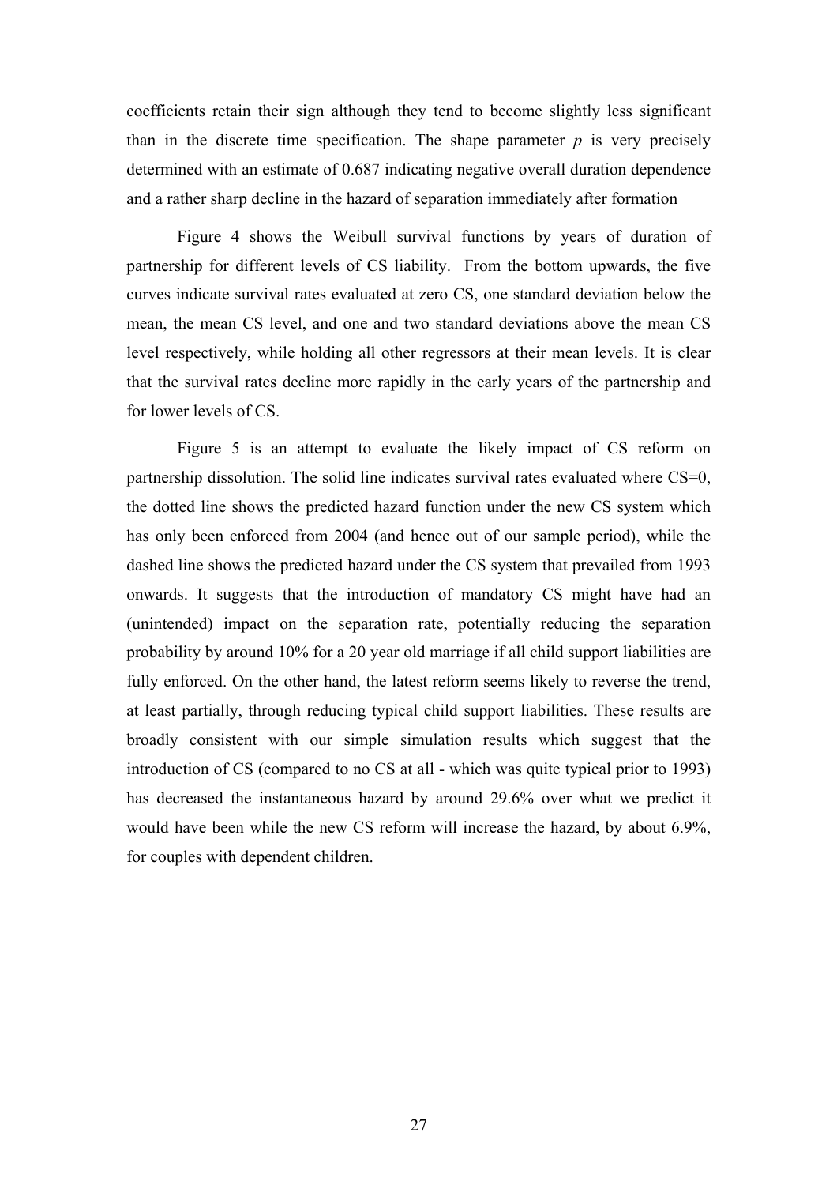coefficients retain their sign although they tend to become slightly less significant than in the discrete time specification. The shape parameter $p$ is very precisely determined with an estimate of 0.687 indicating negative overall duration dependence and a rather sharp decline in the hazard of separation immediately after formation

Figure 4 shows the Weibull survival functions by years of duration of partnership for different levels of CS liability. From the bottom upwards, the five curves indicate survival rates evaluated at zero CS, one standard deviation below the mean, the mean CS level, and one and two standard deviations above the mean CS level respectively, while holding all other regressors at their mean levels. It is clear that the survival rates decline more rapidly in the early years of the partnership and for lower levels of CS.

Figure 5 is an attempt to evaluate the likely impact of CS reform on partnership dissolution. The solid line indicates survival rates evaluated where CS=0, the dotted line shows the predicted hazard function under the new CS system which has only been enforced from 2004 (and hence out of our sample period), while the dashed line shows the predicted hazard under the CS system that prevailed from 1993 onwards. It suggests that the introduction of mandatory CS might have had an (unintended) impact on the separation rate, potentially reducing the separation probability by around 10% for a 20 year old marriage if all child support liabilities are fully enforced. On the other hand, the latest reform seems likely to reverse the trend, at least partially, through reducing typical child support liabilities. These results are broadly consistent with our simple simulation results which suggest that the introduction of CS (compared to no CS at all - which was quite typical prior to 1993) has decreased the instantaneous hazard by around 29.6% over what we predict it would have been while the new CS reform will increase the hazard, by about 6.9%, for couples with dependent children.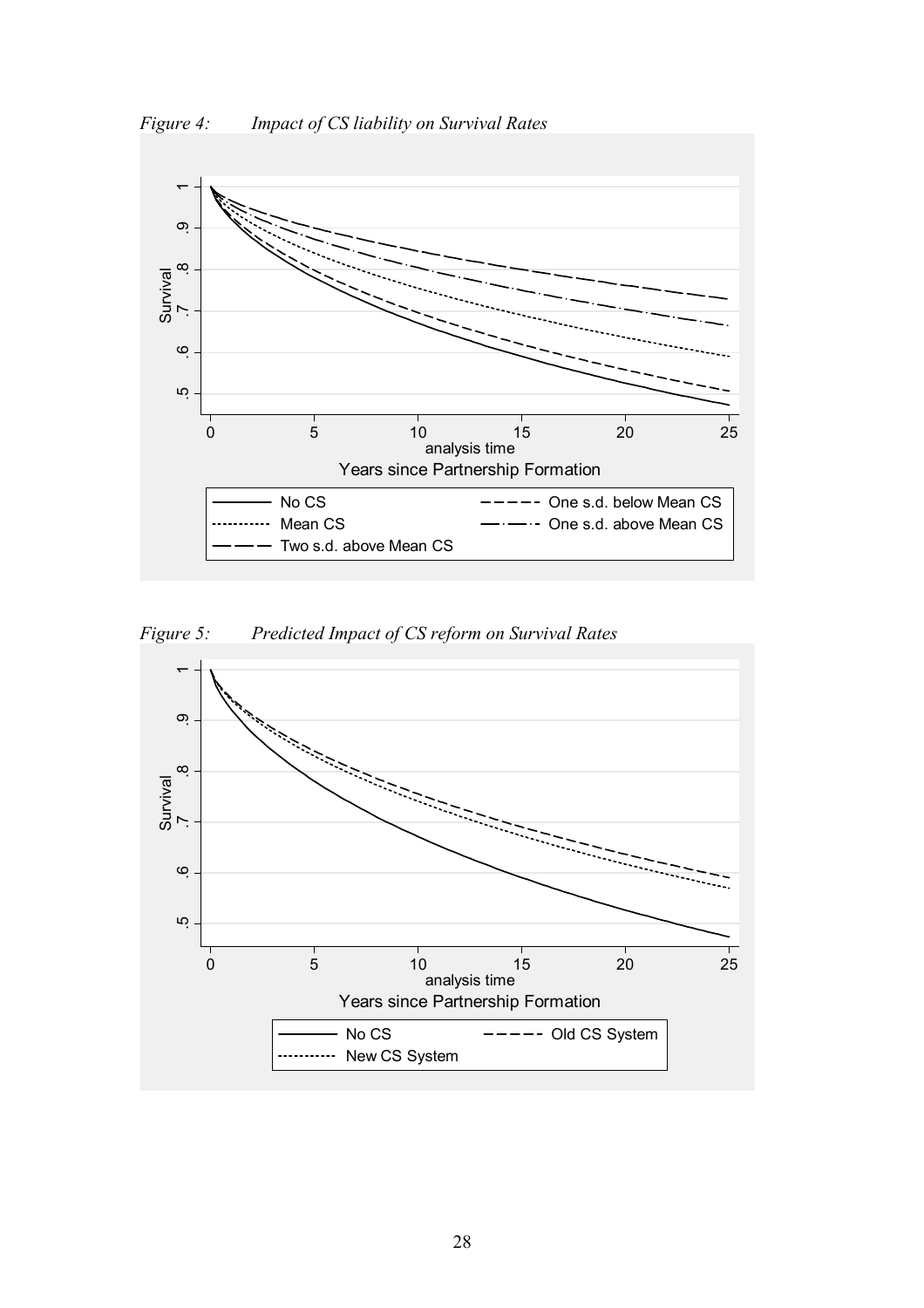*Figure 4: Impact of CS liability on Survival Rates*

Survival

1
.9
.8
.7
.6
.5

0 5 10 15 20 25

analysis time

Years since Partnership Formation

No CS
One s.d. below Mean CS
Mean CS
One s.d. above Mean CS
Two s.d. above Mean CS

*Figure 5: Predicted Impact of CS reform on Survival Rates*

Survival

1
.9
.8
.7
.6
.5

0 5 10 15 20 25

analysis time

Years since Partnership Formation

No CS
Old CS System
New CS System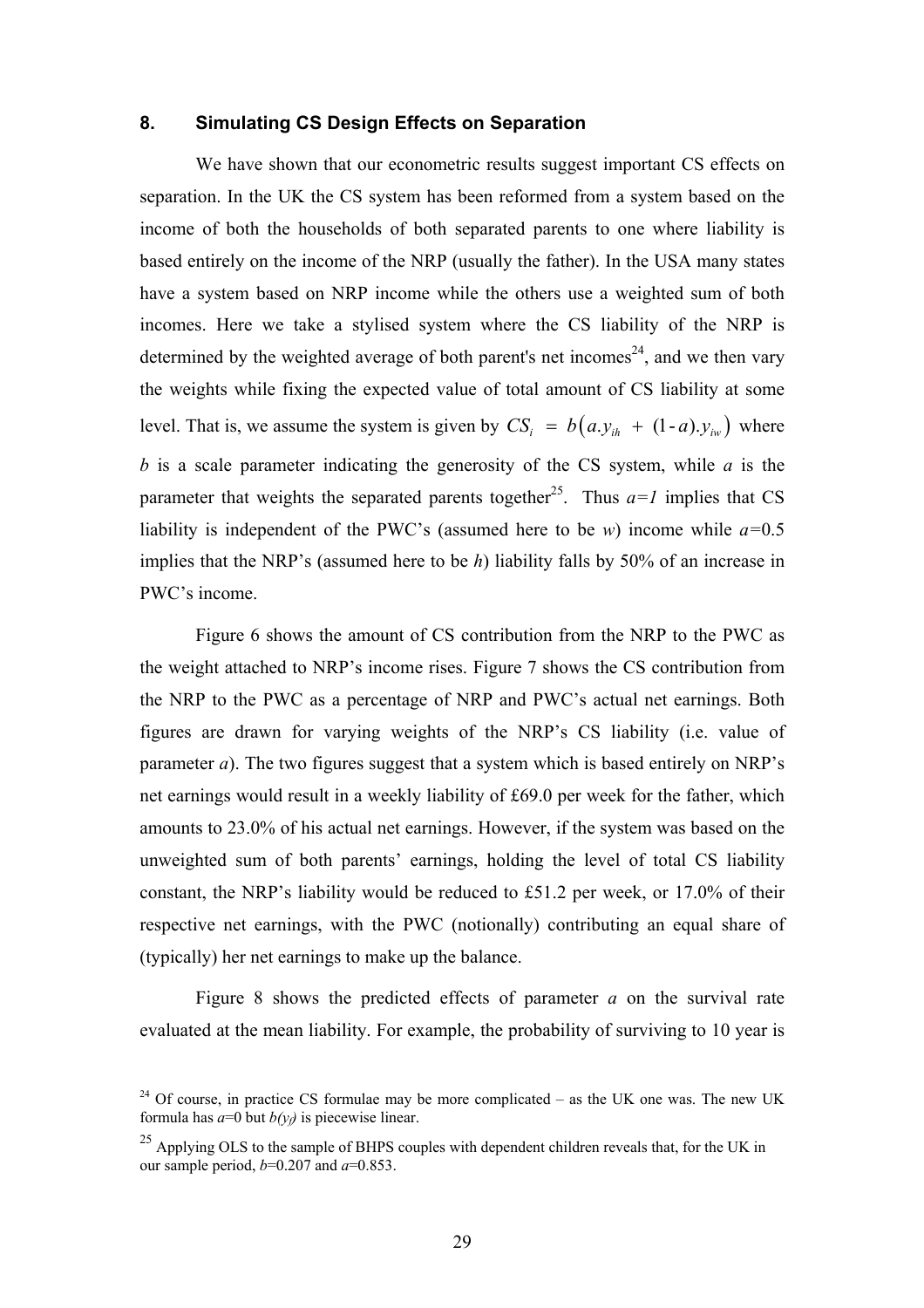## 8. Simulating CS Design Effects on Separation

We have shown that our econometric results suggest important CS effects on separation. In the UK the CS system has been reformed from a system based on the income of both the households of both separated parents to one where liability is based entirely on the income of the NRP (usually the father). In the USA many states have a system based on NRP income while the others use a weighted sum of both incomes. Here we take a stylised system where the CS liability of the NRP is determined by the weighted average of both parent's net incomes[24], and we then vary the weights while fixing the expected value of total amount of CS liability at some level. That is, we assume the system is given by $CS_i = b\left(a.y_{ih} + (1-a).y_{iw}\right)$ where $b$ is a scale parameter indicating the generosity of the CS system, while $a$ is the parameter that weights the separated parents together[25]. Thus $a=1$ implies that CS liability is independent of the PWC's (assumed here to be $w$) income while $a$=0.5 implies that the NRP's (assumed here to be $h$) liability falls by 50% of an increase in PWC's income.

Figure 6 shows the amount of CS contribution from the NRP to the PWC as the weight attached to NRP's income rises. Figure 7 shows the CS contribution from the NRP to the PWC as a percentage of NRP and PWC's actual net earnings. Both figures are drawn for varying weights of the NRP's CS liability (i.e. value of parameter $a$). The two figures suggest that a system which is based entirely on NRP's net earnings would result in a weekly liability of £69.0 per week for the father, which amounts to 23.0% of his actual net earnings. However, if the system was based on the unweighted sum of both parents' earnings, holding the level of total CS liability constant, the NRP's liability would be reduced to £51.2 per week, or 17.0% of their respective net earnings, with the PWC (notionally) contributing an equal share of (typically) her net earnings to make up the balance.

Figure 8 shows the predicted effects of parameter $a$ on the survival rate evaluated at the mean liability. For example, the probability of surviving to 10 year is

[24] Of course, in practice CS formulae may be more complicated – as the UK one was. The new UK formula has $a$=0 but $b(y_j)$ is piecewise linear.

[25] Applying OLS to the sample of BHPS couples with dependent children reveals that, for the UK in our sample period, $b$=0.207 and $a$=0.853.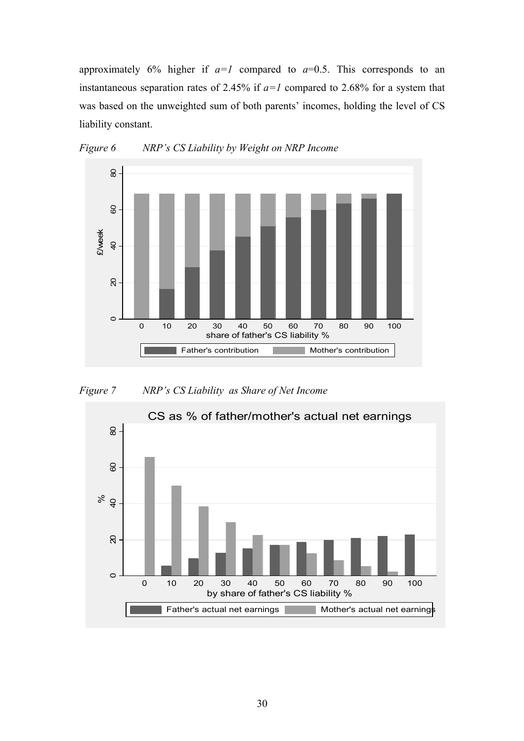approximately 6% higher if $a=1$ compared to $a$=0.5. This corresponds to an instantaneous separation rates of 2.45% if $a=1$ compared to 2.68% for a system that was based on the unweighted sum of both parents' incomes, holding the level of CS liability constant.

*Figure 6 NRP's CS Liability by Weight on NRP Income*

£/week

0
20
40
60
80

0 10 20 30 40 50 60 70 80 90 100

share of father's CS liability %

Father's contribution
Mother's contribution

*Figure 7 NRP's CS Liability as Share of Net Income*

CS as % of father/mother's actual net earnings

%

0
20
40
60
80

0 10 20 30 40 50 60 70 80 90 100

by share of father's CS liability %

Father's actual net earnings
Mother's actual net earnings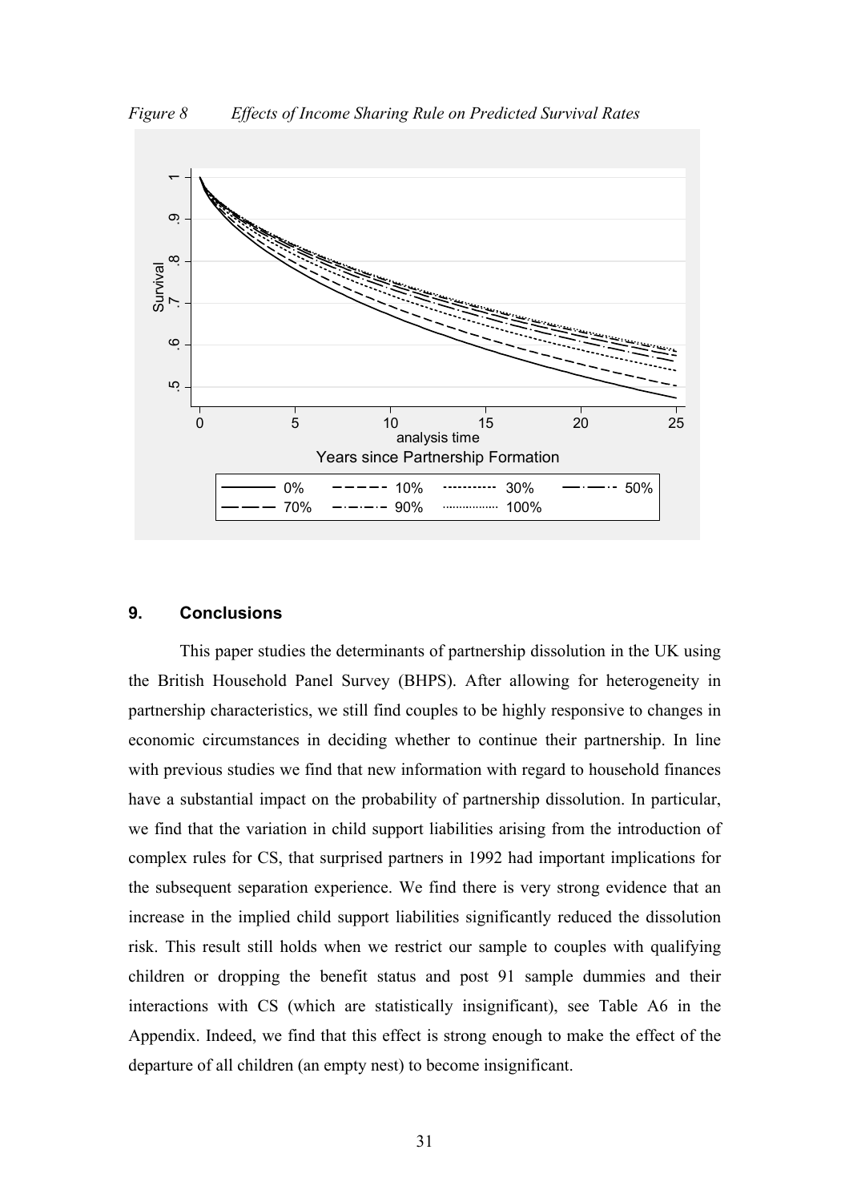*Figure 8 Effects of Income Sharing Rule on Predicted Survival Rates*

Survival

1

.9

.8

.7

.6

.5

0 5 10 15 20 25

analysis time

Years since Partnership Formation

0% 10% 30% 50%

70% 90% 100%

## 9. Conclusions

This paper studies the determinants of partnership dissolution in the UK using the British Household Panel Survey (BHPS). After allowing for heterogeneity in partnership characteristics, we still find couples to be highly responsive to changes in economic circumstances in deciding whether to continue their partnership. In line with previous studies we find that new information with regard to household finances have a substantial impact on the probability of partnership dissolution. In particular, we find that the variation in child support liabilities arising from the introduction of complex rules for CS, that surprised partners in 1992 had important implications for the subsequent separation experience. We find there is very strong evidence that an increase in the implied child support liabilities significantly reduced the dissolution risk. This result still holds when we restrict our sample to couples with qualifying children or dropping the benefit status and post 91 sample dummies and their interactions with CS (which are statistically insignificant), see Table A6 in the Appendix. Indeed, we find that this effect is strong enough to make the effect of the departure of all children (an empty nest) to become insignificant.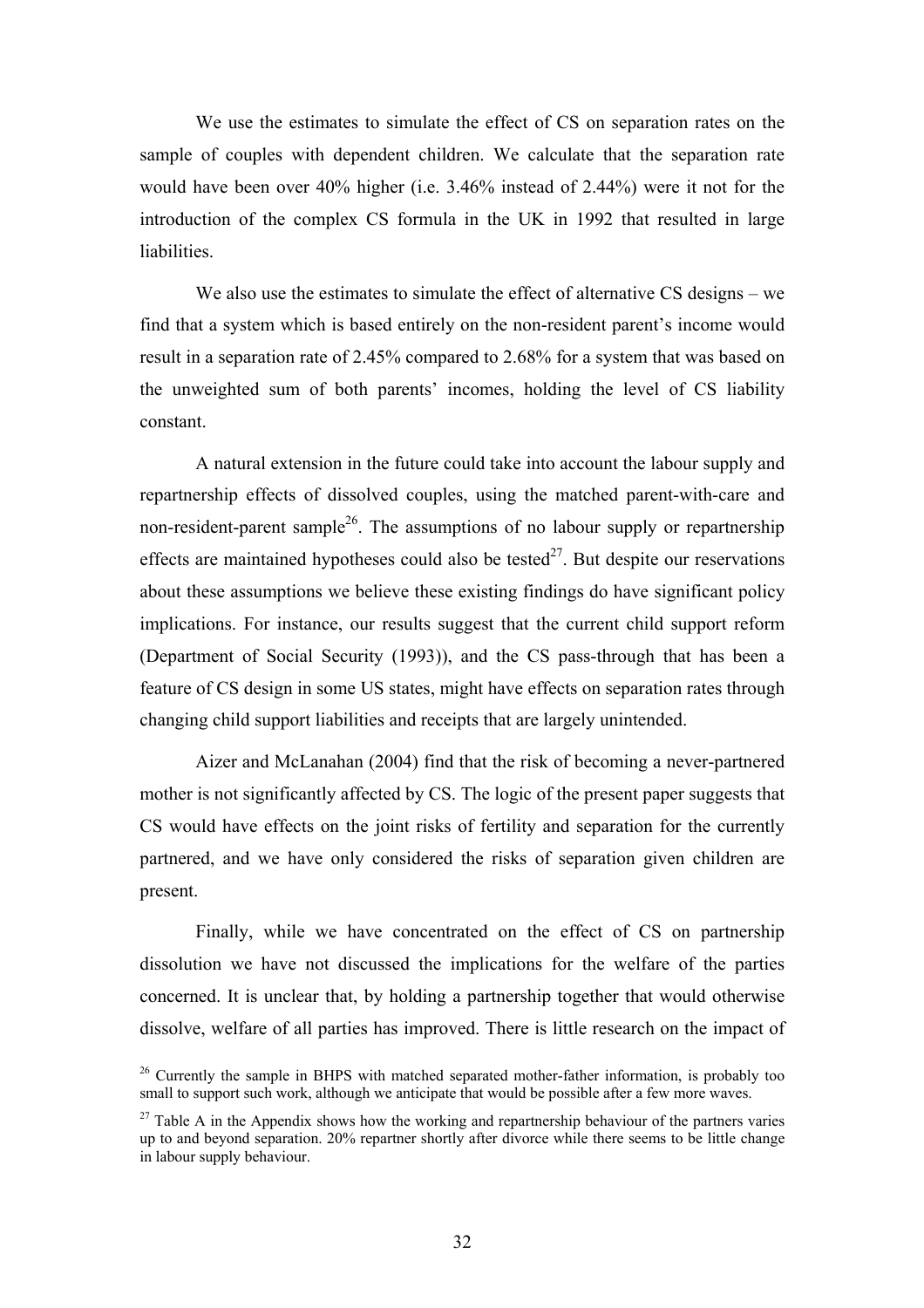We use the estimates to simulate the effect of CS on separation rates on the sample of couples with dependent children. We calculate that the separation rate would have been over 40% higher (i.e. 3.46% instead of 2.44%) were it not for the introduction of the complex CS formula in the UK in 1992 that resulted in large liabilities.

We also use the estimates to simulate the effect of alternative CS designs – we find that a system which is based entirely on the non-resident parent's income would result in a separation rate of 2.45% compared to 2.68% for a system that was based on the unweighted sum of both parents' incomes, holding the level of CS liability constant.

A natural extension in the future could take into account the labour supply and repartnership effects of dissolved couples, using the matched parent-with-care and non-resident-parent sample[26]. The assumptions of no labour supply or repartnership effects are maintained hypotheses could also be tested[27]. But despite our reservations about these assumptions we believe these existing findings do have significant policy implications. For instance, our results suggest that the current child support reform (Department of Social Security (1993)), and the CS pass-through that has been a feature of CS design in some US states, might have effects on separation rates through changing child support liabilities and receipts that are largely unintended.

Aizer and McLanahan (2004) find that the risk of becoming a never-partnered mother is not significantly affected by CS. The logic of the present paper suggests that CS would have effects on the joint risks of fertility and separation for the currently partnered, and we have only considered the risks of separation given children are present.

Finally, while we have concentrated on the effect of CS on partnership dissolution we have not discussed the implications for the welfare of the parties concerned. It is unclear that, by holding a partnership together that would otherwise dissolve, welfare of all parties has improved. There is little research on the impact of

[26] Currently the sample in BHPS with matched separated mother-father information, is probably too small to support such work, although we anticipate that would be possible after a few more waves.

[27] Table A in the Appendix shows how the working and repartnership behaviour of the partners varies up to and beyond separation. 20% repartner shortly after divorce while there seems to be little change in labour supply behaviour.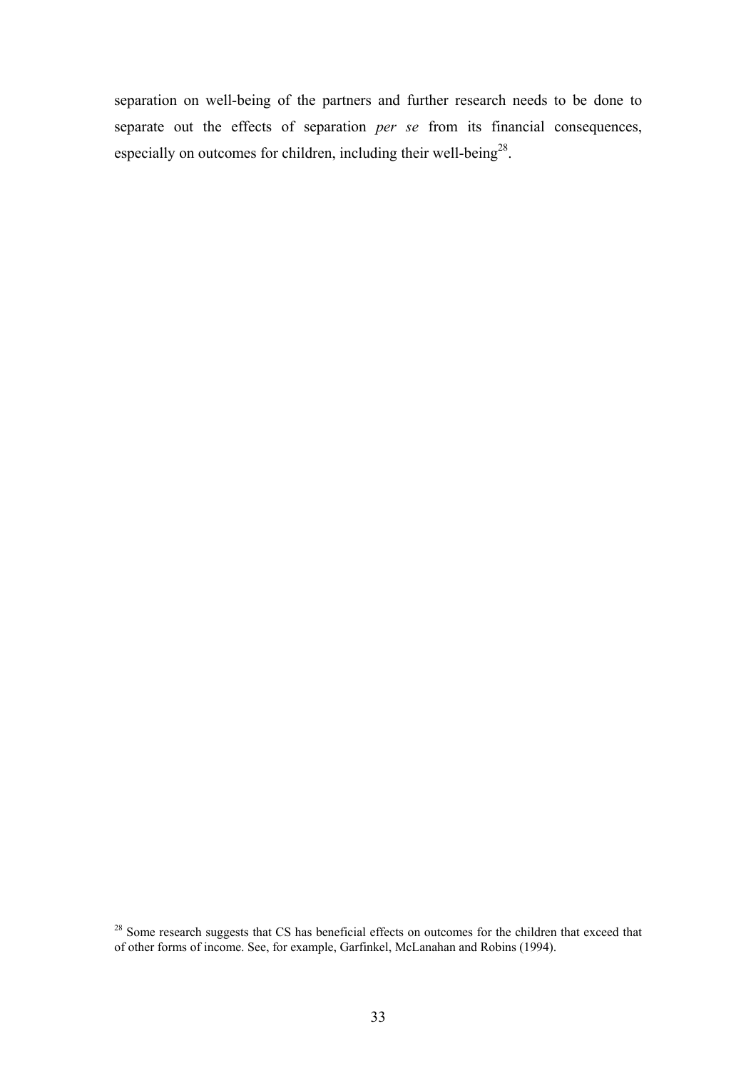separation on well-being of the partners and further research needs to be done to separate out the effects of separation *per se* from its financial consequences, especially on outcomes for children, including their well-being[28].

[28] Some research suggests that CS has beneficial effects on outcomes for the children that exceed that of other forms of income. See, for example, Garfinkel, McLanahan and Robins (1994).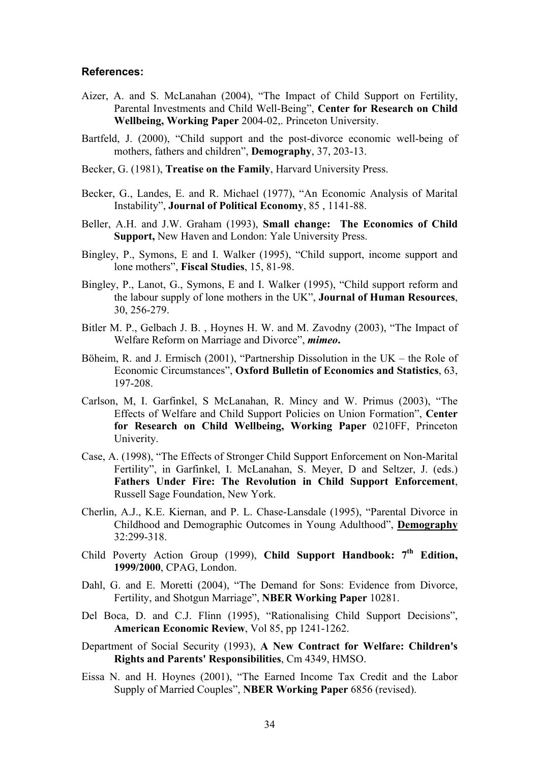### References:

Aizer, A. and S. McLanahan (2004), "The Impact of Child Support on Fertility, Parental Investments and Child Well-Being", **Center for Research on Child Wellbeing, Working Paper** 2004-02,. Princeton University.

Bartfeld, J. (2000), "Child support and the post-divorce economic well-being of mothers, fathers and children", **Demography**, 37, 203-13.

Becker, G. (1981), **Treatise on the Family**, Harvard University Press.

Becker, G., Landes, E. and R. Michael (1977), "An Economic Analysis of Marital Instability", **Journal of Political Economy**, 85 , 1141-88.

Beller, A.H. and J.W. Graham (1993), **Small change: The Economics of Child Support,** New Haven and London: Yale University Press.

Bingley, P., Symons, E and I. Walker (1995), "Child support, income support and lone mothers", **Fiscal Studies**, 15, 81-98.

Bingley, P., Lanot, G., Symons, E and I. Walker (1995), "Child support reform and the labour supply of lone mothers in the UK", **Journal of Human Resources**, 30, 256-279.

Bitler M. P., Gelbach J. B. , Hoynes H. W. and M. Zavodny (2003), "The Impact of Welfare Reform on Marriage and Divorce", ***mimeo*.**

Böheim, R. and J. Ermisch (2001), "Partnership Dissolution in the UK – the Role of Economic Circumstances", **Oxford Bulletin of Economics and Statistics**, 63, 197-208.

Carlson, M, I. Garfinkel, S McLanahan, R. Mincy and W. Primus (2003), "The Effects of Welfare and Child Support Policies on Union Formation", **Center for Research on Child Wellbeing, Working Paper** 0210FF, Princeton Univerity.

Case, A. (1998), "The Effects of Stronger Child Support Enforcement on Non-Marital Fertility", in Garfinkel, I. McLanahan, S. Meyer, D and Seltzer, J. (eds.) **Fathers Under Fire: The Revolution in Child Support Enforcement**, Russell Sage Foundation, New York.

Cherlin, A.J., K.E. Kiernan, and P. L. Chase-Lansdale (1995), "Parental Divorce in Childhood and Demographic Outcomes in Young Adulthood", **Demography** 32:299-318.

Child Poverty Action Group (1999), **Child Support Handbook: 7th Edition, 1999/2000**, CPAG, London.

Dahl, G. and E. Moretti (2004), "The Demand for Sons: Evidence from Divorce, Fertility, and Shotgun Marriage", **NBER Working Paper** 10281.

Del Boca, D. and C.J. Flinn (1995), "Rationalising Child Support Decisions", **American Economic Review**, Vol 85, pp 1241-1262.

Department of Social Security (1993), **A New Contract for Welfare: Children's Rights and Parents' Responsibilities**, Cm 4349, HMSO.

Eissa N. and H. Hoynes (2001), "The Earned Income Tax Credit and the Labor Supply of Married Couples", **NBER Working Paper** 6856 (revised).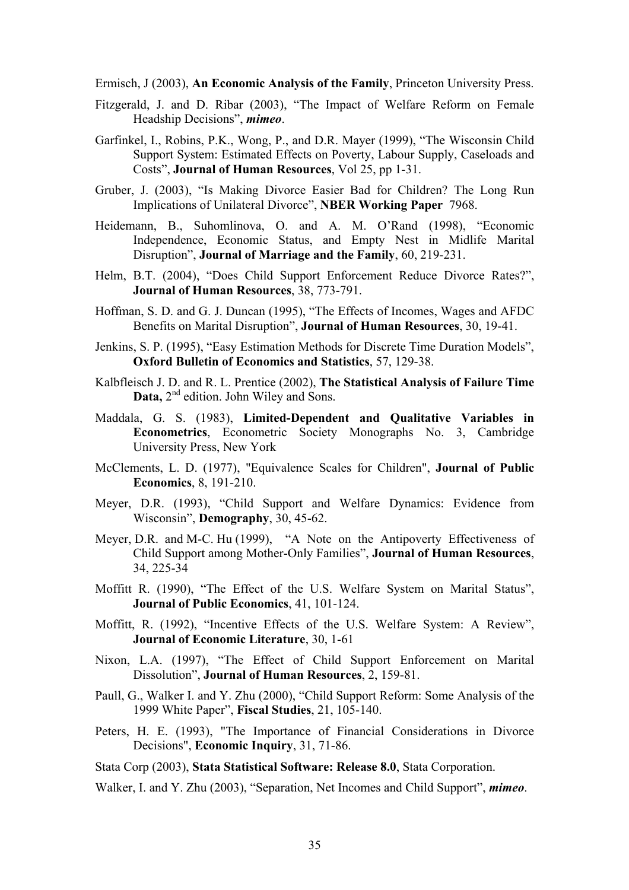Ermisch, J (2003), **An Economic Analysis of the Family**, Princeton University Press.

Fitzgerald, J. and D. Ribar (2003), "The Impact of Welfare Reform on Female Headship Decisions", ***mimeo***.

Garfinkel, I., Robins, P.K., Wong, P., and D.R. Mayer (1999), "The Wisconsin Child Support System: Estimated Effects on Poverty, Labour Supply, Caseloads and Costs", **Journal of Human Resources**, Vol 25, pp 1-31.

Gruber, J. (2003), "Is Making Divorce Easier Bad for Children? The Long Run Implications of Unilateral Divorce", **NBER Working Paper** 7968.

Heidemann, B., Suhomlinova, O. and A. M. O'Rand (1998), "Economic Independence, Economic Status, and Empty Nest in Midlife Marital Disruption", **Journal of Marriage and the Family**, 60, 219-231.

Helm, B.T. (2004), "Does Child Support Enforcement Reduce Divorce Rates?", **Journal of Human Resources**, 38, 773-791.

Hoffman, S. D. and G. J. Duncan (1995), "The Effects of Incomes, Wages and AFDC Benefits on Marital Disruption", **Journal of Human Resources**, 30, 19-41.

Jenkins, S. P. (1995), "Easy Estimation Methods for Discrete Time Duration Models", **Oxford Bulletin of Economics and Statistics**, 57, 129-38.

Kalbfleisch J. D. and R. L. Prentice (2002), **The Statistical Analysis of Failure Time Data,** 2nd edition. John Wiley and Sons.

Maddala, G. S. (1983), **Limited-Dependent and Qualitative Variables in Econometrics**, Econometric Society Monographs No. 3, Cambridge University Press, New York

McClements, L. D. (1977), "Equivalence Scales for Children", **Journal of Public Economics**, 8, 191-210.

Meyer, D.R. (1993), "Child Support and Welfare Dynamics: Evidence from Wisconsin", **Demography**, 30, 45-62.

Meyer, D.R. and M-C. Hu (1999), "A Note on the Antipoverty Effectiveness of Child Support among Mother-Only Families", **Journal of Human Resources**, 34, 225-34

Moffitt R. (1990), "The Effect of the U.S. Welfare System on Marital Status", **Journal of Public Economics**, 41, 101-124.

Moffitt, R. (1992), "Incentive Effects of the U.S. Welfare System: A Review", **Journal of Economic Literature**, 30, 1-61

Nixon, L.A. (1997), "The Effect of Child Support Enforcement on Marital Dissolution", **Journal of Human Resources**, 2, 159-81.

Paull, G., Walker I. and Y. Zhu (2000), "Child Support Reform: Some Analysis of the 1999 White Paper", **Fiscal Studies**, 21, 105-140.

Peters, H. E. (1993), "The Importance of Financial Considerations in Divorce Decisions", **Economic Inquiry**, 31, 71-86.

Stata Corp (2003), **Stata Statistical Software: Release 8.0**, Stata Corporation.

Walker, I. and Y. Zhu (2003), "Separation, Net Incomes and Child Support", ***mimeo***.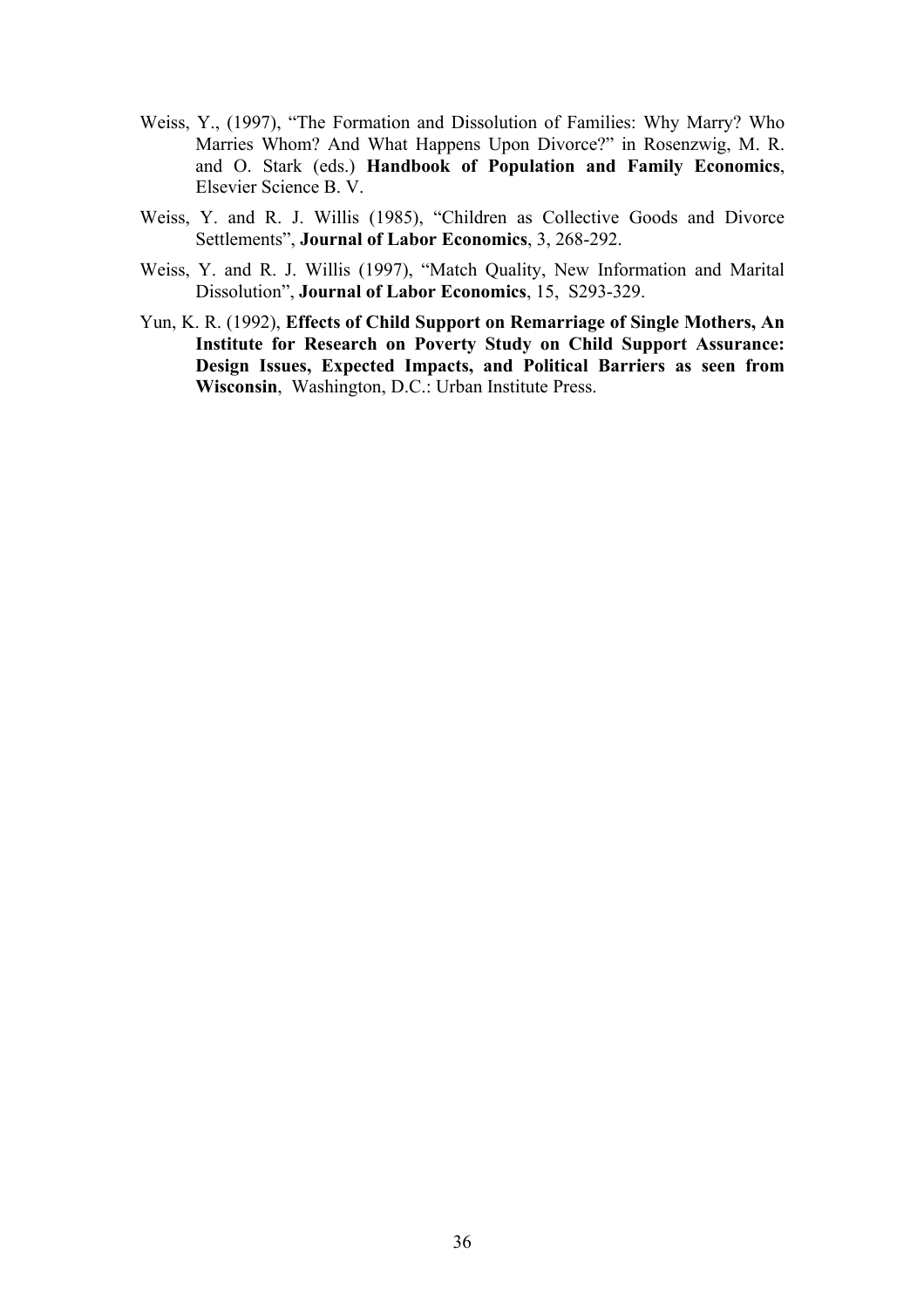Weiss, Y., (1997), "The Formation and Dissolution of Families: Why Marry? Who Marries Whom? And What Happens Upon Divorce?" in Rosenzwig, M. R. and O. Stark (eds.) **Handbook of Population and Family Economics**, Elsevier Science B. V.

Weiss, Y. and R. J. Willis (1985), "Children as Collective Goods and Divorce Settlements", **Journal of Labor Economics**, 3, 268-292.

Weiss, Y. and R. J. Willis (1997), "Match Quality, New Information and Marital Dissolution", **Journal of Labor Economics**, 15, S293-329.

Yun, K. R. (1992), **Effects of Child Support on Remarriage of Single Mothers, An Institute for Research on Poverty Study on Child Support Assurance: Design Issues, Expected Impacts, and Political Barriers as seen from Wisconsin**, Washington, D.C.: Urban Institute Press.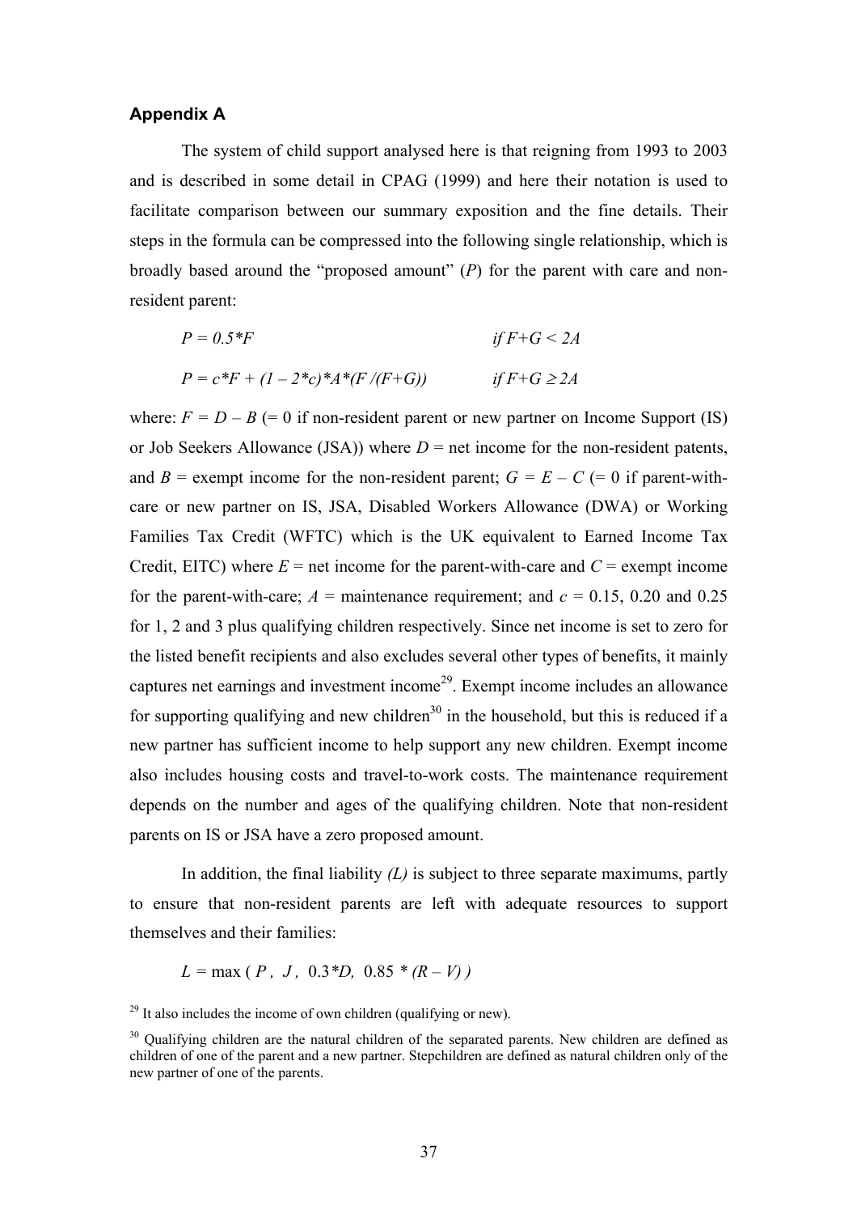## Appendix A

The system of child support analysed here is that reigning from 1993 to 2003 and is described in some detail in CPAG (1999) and here their notation is used to facilitate comparison between our summary exposition and the fine details. Their steps in the formula can be compressed into the following single relationship, which is broadly based around the "proposed amount" ($P$) for the parent with care and non-resident parent:

$$P = 0.5*F \qquad\qquad if\ F+G < 2A$$

$$P = c*F + (1 - 2*c)*A*(F/(F+G)) \qquad\qquad if\ F+G \geq 2A$$

where: $F = D - B$ (= 0 if non-resident parent or new partner on Income Support (IS) or Job Seekers Allowance (JSA)) where $D$ = net income for the non-resident patents, and $B$ = exempt income for the non-resident parent; $G = E - C$ (= 0 if parent-with-care or new partner on IS, JSA, Disabled Workers Allowance (DWA) or Working Families Tax Credit (WFTC) which is the UK equivalent to Earned Income Tax Credit, EITC) where $E$ = net income for the parent-with-care and $C$ = exempt income for the parent-with-care; $A$ = maintenance requirement; and $c$ = 0.15, 0.20 and 0.25 for 1, 2 and 3 plus qualifying children respectively. Since net income is set to zero for the listed benefit recipients and also excludes several other types of benefits, it mainly captures net earnings and investment income[29]. Exempt income includes an allowance for supporting qualifying and new children[30] in the household, but this is reduced if a new partner has sufficient income to help support any new children. Exempt income also includes housing costs and travel-to-work costs. The maintenance requirement depends on the number and ages of the qualifying children. Note that non-resident parents on IS or JSA have a zero proposed amount.

In addition, the final liability *(L)* is subject to three separate maximums, partly to ensure that non-resident parents are left with adequate resources to support themselves and their families:

$$L = \max(P,\ J,\ 0.3*D,\ 0.85*(R - V))$$

[29] It also includes the income of own children (qualifying or new).

[30] Qualifying children are the natural children of the separated parents. New children are defined as children of one of the parent and a new partner. Stepchildren are defined as natural children only of the new partner of one of the parents.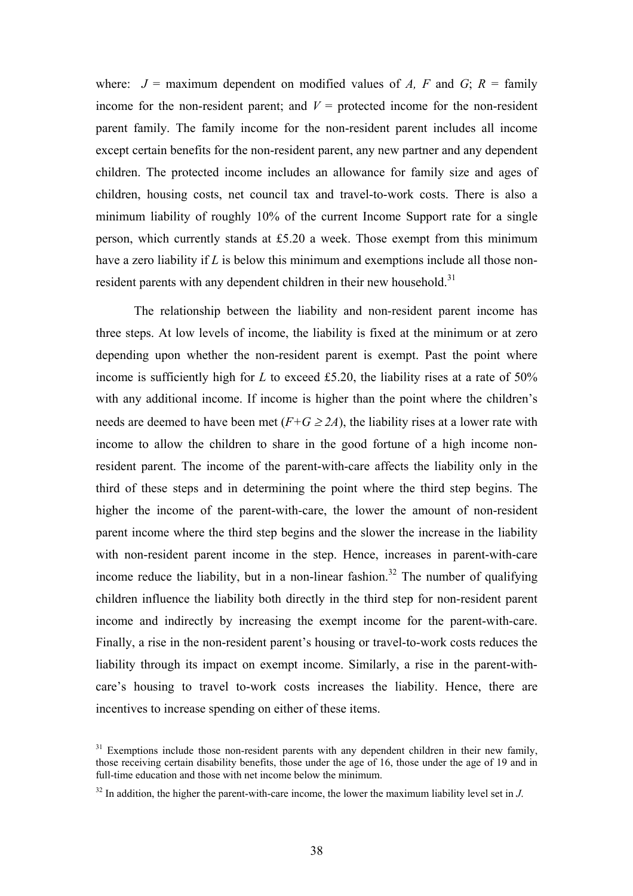where: $J$ = maximum dependent on modified values of $A$, $F$ and $G$; $R$ = family income for the non-resident parent; and $V$ = protected income for the non-resident parent family. The family income for the non-resident parent includes all income except certain benefits for the non-resident parent, any new partner and any dependent children. The protected income includes an allowance for family size and ages of children, housing costs, net council tax and travel-to-work costs. There is also a minimum liability of roughly 10% of the current Income Support rate for a single person, which currently stands at £5.20 a week. Those exempt from this minimum have a zero liability if $L$ is below this minimum and exemptions include all those non-resident parents with any dependent children in their new household.[31]

The relationship between the liability and non-resident parent income has three steps. At low levels of income, the liability is fixed at the minimum or at zero depending upon whether the non-resident parent is exempt. Past the point where income is sufficiently high for $L$ to exceed £5.20, the liability rises at a rate of 50% with any additional income. If income is higher than the point where the children's needs are deemed to have been met ($F+G \geq 2A$), the liability rises at a lower rate with income to allow the children to share in the good fortune of a high income non-resident parent. The income of the parent-with-care affects the liability only in the third of these steps and in determining the point where the third step begins. The higher the income of the parent-with-care, the lower the amount of non-resident parent income where the third step begins and the slower the increase in the liability with non-resident parent income in the step. Hence, increases in parent-with-care income reduce the liability, but in a non-linear fashion.[32] The number of qualifying children influence the liability both directly in the third step for non-resident parent income and indirectly by increasing the exempt income for the parent-with-care. Finally, a rise in the non-resident parent's housing or travel-to-work costs reduces the liability through its impact on exempt income. Similarly, a rise in the parent-with-care's housing to travel to-work costs increases the liability. Hence, there are incentives to increase spending on either of these items.

[31] Exemptions include those non-resident parents with any dependent children in their new family, those receiving certain disability benefits, those under the age of 16, those under the age of 19 and in full-time education and those with net income below the minimum.

[32] In addition, the higher the parent-with-care income, the lower the maximum liability level set in $J$.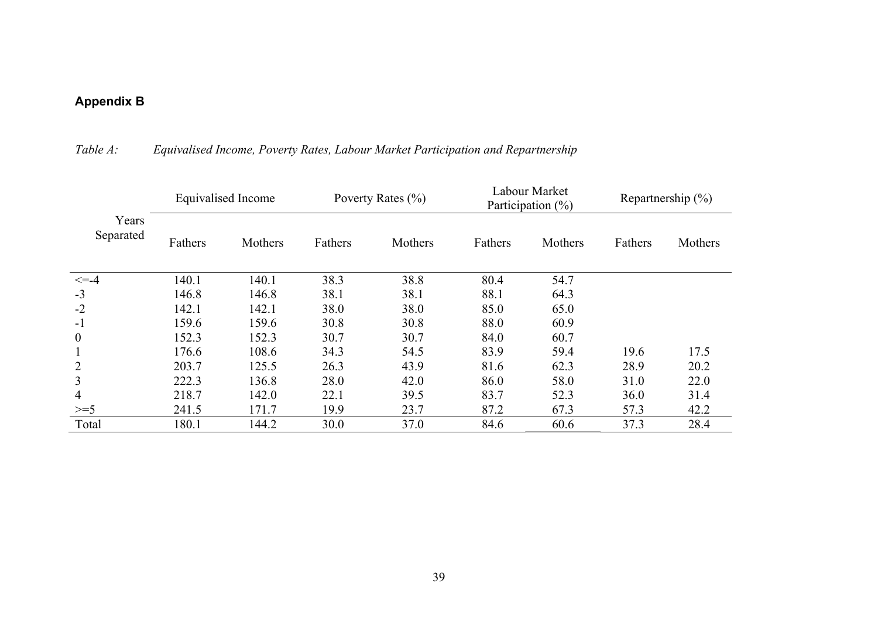**Appendix B**

*Table A: Equivalised Income, Poverty Rates, Labour Market Participation and Repartnership*

| Years Separated | Equivalised Income | | Poverty Rates (%) | | Labour Market Participation (%) | | Repartnership (%) | |
|---|---|---|---|---|---|---|---|---|
| | Fathers | Mothers | Fathers | Mothers | Fathers | Mothers | Fathers | Mothers |
| <=-4 | 140.1 | 140.1 | 38.3 | 38.8 | 80.4 | 54.7 | | |
| -3 | 146.8 | 146.8 | 38.1 | 38.1 | 88.1 | 64.3 | | |
| -2 | 142.1 | 142.1 | 38.0 | 38.0 | 85.0 | 65.0 | | |
| -1 | 159.6 | 159.6 | 30.8 | 30.8 | 88.0 | 60.9 | | |
| 0 | 152.3 | 152.3 | 30.7 | 30.7 | 84.0 | 60.7 | | |
| 1 | 176.6 | 108.6 | 34.3 | 54.5 | 83.9 | 59.4 | 19.6 | 17.5 |
| 2 | 203.7 | 125.5 | 26.3 | 43.9 | 81.6 | 62.3 | 28.9 | 20.2 |
| 3 | 222.3 | 136.8 | 28.0 | 42.0 | 86.0 | 58.0 | 31.0 | 22.0 |
| 4 | 218.7 | 142.0 | 22.1 | 39.5 | 83.7 | 52.3 | 36.0 | 31.4 |
| >=5 | 241.5 | 171.7 | 19.9 | 23.7 | 87.2 | 67.3 | 57.3 | 42.2 |
| Total | 180.1 | 144.2 | 30.0 | 37.0 | 84.6 | 60.6 | 37.3 | 28.4 |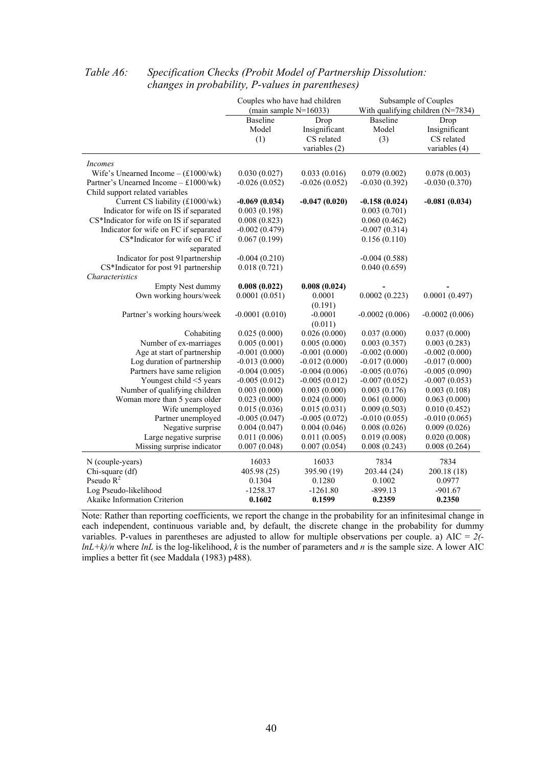*Table A6: Specification Checks (Probit Model of Partnership Dissolution: changes in probability, P-values in parentheses)*

| | Couples who have had children (main sample N=16033) | | Subsample of Couples With qualifying children (N=7834) | |
|---|---|---|---|---|
| | Baseline Model (1) | Drop Insignificant CS related variables (2) | Baseline Model (3) | Drop Insignificant CS related variables (4) |
| *Incomes* | | | | |
| Wife's Unearned Income – (£1000/wk) | 0.030 (0.027) | 0.033 (0.016) | 0.079 (0.002) | 0.078 (0.003) |
| Partner's Unearned Income – £1000/wk) | -0.026 (0.052) | -0.026 (0.052) | -0.030 (0.392) | -0.030 (0.370) |
| Child support related variables | | | | |
| Current CS liability (£1000/wk) | **-0.069 (0.034)** | **-0.047 (0.020)** | **-0.158 (0.024)** | **-0.081 (0.034)** |
| Indicator for wife on IS if separated | 0.003 (0.198) | | 0.003 (0.701) | |
| CS*Indicator for wife on IS if separated | 0.008 (0.823) | | 0.060 (0.462) | |
| Indicator for wife on FC if separated | -0.002 (0.479) | | -0.007 (0.314) | |
| CS*Indicator for wife on FC if separated | 0.067 (0.199) | | 0.156 (0.110) | |
| Indicator for post 91partnership | -0.004 (0.210) | | -0.004 (0.588) | |
| CS*Indicator for post 91 partnership | 0.018 (0.721) | | 0.040 (0.659) | |
| *Characteristics* | | | | |
| Empty Nest dummy | **0.008 (0.022)** | **0.008 (0.024)** | - | - |
| Own working hours/week | 0.0001 (0.051) | 0.0001 (0.191) | 0.0002 (0.223) | 0.0001 (0.497) |
| Partner's working hours/week | -0.0001 (0.010) | -0.0001 (0.011) | -0.0002 (0.006) | -0.0002 (0.006) |
| Cohabiting | 0.025 (0.000) | 0.026 (0.000) | 0.037 (0.000) | 0.037 (0.000) |
| Number of ex-marriages | 0.005 (0.001) | 0.005 (0.000) | 0.003 (0.357) | 0.003 (0.283) |
| Age at start of partnership | -0.001 (0.000) | -0.001 (0.000) | -0.002 (0.000) | -0.002 (0.000) |
| Log duration of partnership | -0.013 (0.000) | -0.012 (0.000) | -0.017 (0.000) | -0.017 (0.000) |
| Partners have same religion | -0.004 (0.005) | -0.004 (0.006) | -0.005 (0.076) | -0.005 (0.090) |
| Youngest child <5 years | -0.005 (0.012) | -0.005 (0.012) | -0.007 (0.052) | -0.007 (0.053) |
| Number of qualifying children | 0.003 (0.000) | 0.003 (0.000) | 0.003 (0.176) | 0.003 (0.108) |
| Woman more than 5 years older | 0.023 (0.000) | 0.024 (0.000) | 0.061 (0.000) | 0.063 (0.000) |
| Wife unemployed | 0.015 (0.036) | 0.015 (0.031) | 0.009 (0.503) | 0.010 (0.452) |
| Partner unemployed | -0.005 (0.047) | -0.005 (0.072) | -0.010 (0.055) | -0.010 (0.065) |
| Negative surprise | 0.004 (0.047) | 0.004 (0.046) | 0.008 (0.026) | 0.009 (0.026) |
| Large negative surprise | 0.011 (0.006) | 0.011 (0.005) | 0.019 (0.008) | 0.020 (0.008) |
| Missing surprise indicator | 0.007 (0.048) | 0.007 (0.054) | 0.008 (0.243) | 0.008 (0.264) |
| N (couple-years) | 16033 | 16033 | 7834 | 7834 |
| Chi-square (df) | 405.98 (25) | 395.90 (19) | 203.44 (24) | 200.18 (18) |
| Pseudo $R^2$ | 0.1304 | 0.1280 | 0.1002 | 0.0977 |
| Log Pseudo-likelihood | -1258.37 | -1261.80 | -899.13 | -901.67 |
| Akaike Information Criterion | **0.1602** | **0.1599** | **0.2359** | **0.2350** |

Note: Rather than reporting coefficients, we report the change in the probability for an infinitesimal change in each independent, continuous variable and, by default, the discrete change in the probability for dummy variables. P-values in parentheses are adjusted to allow for multiple observations per couple. a) AIC = $2(-lnL+k)/n$ where $lnL$ is the log-likelihood, $k$ is the number of parameters and $n$ is the sample size. A lower AIC implies a better fit (see Maddala (1983) p488).